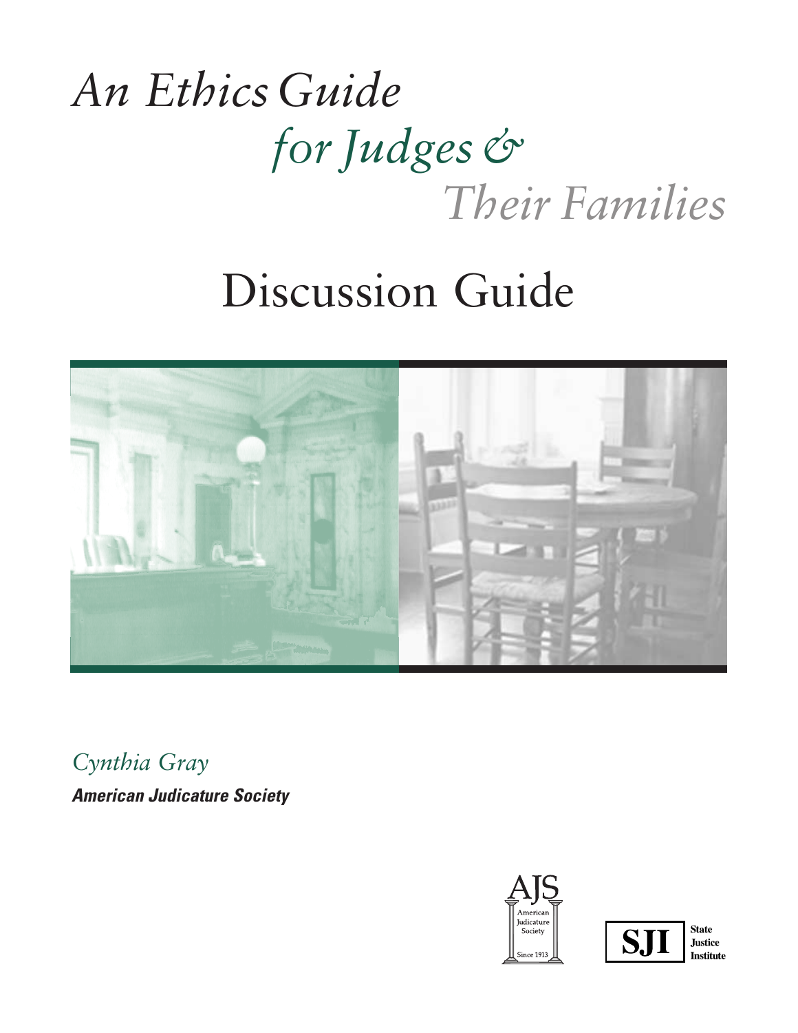# *An Ethics Guide for Judges & Their Families*

# Discussion Guide

*Cynthia Gray*

***American Judicature Society***

AJS
American Judicature Society
Since 1913

SJI State Justice Institute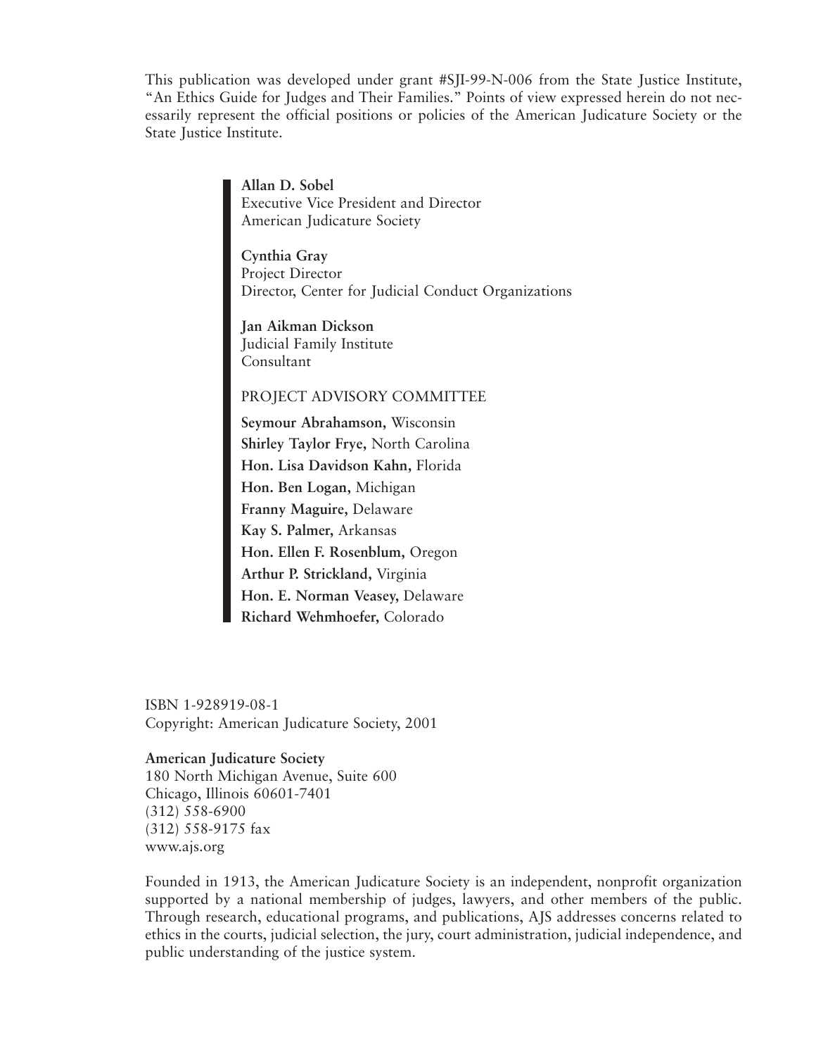This publication was developed under grant #SJI-99-N-006 from the State Justice Institute, "An Ethics Guide for Judges and Their Families." Points of view expressed herein do not necessarily represent the official positions or policies of the American Judicature Society or the State Justice Institute.

**Allan D. Sobel**
Executive Vice President and Director
American Judicature Society

**Cynthia Gray**
Project Director
Director, Center for Judicial Conduct Organizations

**Jan Aikman Dickson**
Judicial Family Institute
Consultant

PROJECT ADVISORY COMMITTEE

**Seymour Abrahamson,** Wisconsin
**Shirley Taylor Frye,** North Carolina
**Hon. Lisa Davidson Kahn,** Florida
**Hon. Ben Logan,** Michigan
**Franny Maguire,** Delaware
**Kay S. Palmer,** Arkansas
**Hon. Ellen F. Rosenblum,** Oregon
**Arthur P. Strickland,** Virginia
**Hon. E. Norman Veasey,** Delaware
**Richard Wehmhoefer,** Colorado

ISBN 1-928919-08-1
Copyright: American Judicature Society, 2001

**American Judicature Society**
180 North Michigan Avenue, Suite 600
Chicago, Illinois 60601-7401
(312) 558-6900
(312) 558-9175 fax
www.ajs.org

Founded in 1913, the American Judicature Society is an independent, nonprofit organization supported by a national membership of judges, lawyers, and other members of the public. Through research, educational programs, and publications, AJS addresses concerns related to ethics in the courts, judicial selection, the jury, court administration, judicial independence, and public understanding of the justice system.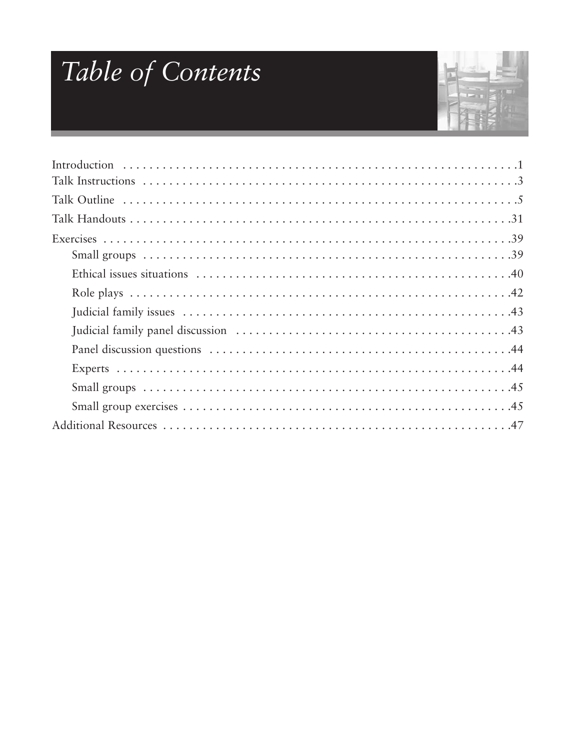# *Table of Contents*

| | |
|---|---|
| Introduction | 1 |
| Talk Instructions | 3 |
| Talk Outline | 5 |
| Talk Handouts | 31 |
| Exercises | 39 |
| Small groups | 39 |
| Ethical issues situations | 40 |
| Role plays | 42 |
| Judicial family issues | 43 |
| Judicial family panel discussion | 43 |
| Panel discussion questions | 44 |
| Experts | 44 |
| Small groups | 45 |
| Small group exercises | 45 |
| Additional Resources | 47 |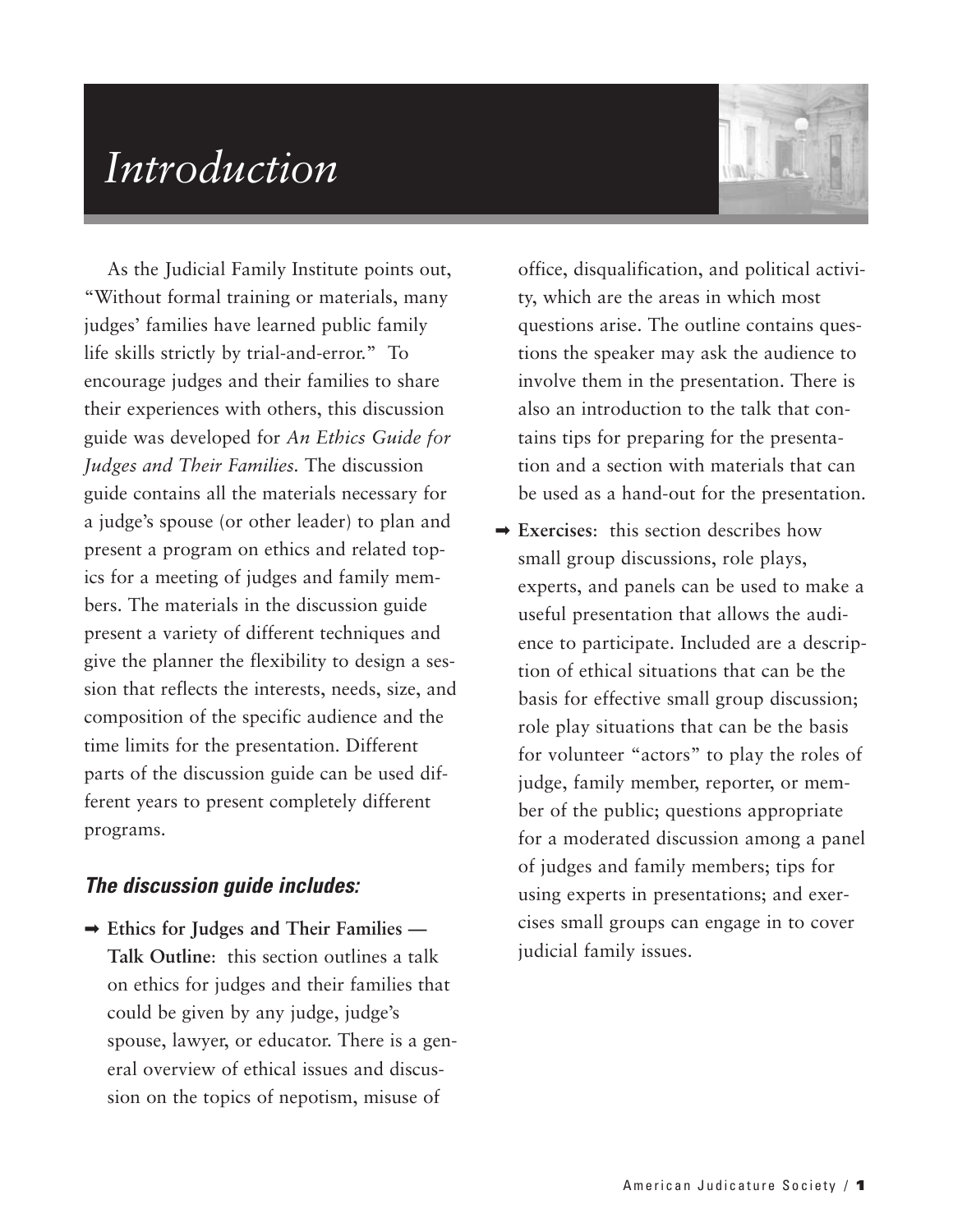# Introduction

As the Judicial Family Institute points out, "Without formal training or materials, many judges' families have learned public family life skills strictly by trial-and-error." To encourage judges and their families to share their experiences with others, this discussion guide was developed for *An Ethics Guide for Judges and Their Families.* The discussion guide contains all the materials necessary for a judge's spouse (or other leader) to plan and present a program on ethics and related topics for a meeting of judges and family members. The materials in the discussion guide present a variety of different techniques and give the planner the flexibility to design a session that reflects the interests, needs, size, and composition of the specific audience and the time limits for the presentation. Different parts of the discussion guide can be used different years to present completely different programs.

### *The discussion guide includes:*

- **Ethics for Judges and Their Families — Talk Outline**: this section outlines a talk on ethics for judges and their families that could be given by any judge, judge's spouse, lawyer, or educator. There is a general overview of ethical issues and discussion on the topics of nepotism, misuse of office, disqualification, and political activity, which are the areas in which most questions arise. The outline contains questions the speaker may ask the audience to involve them in the presentation. There is also an introduction to the talk that contains tips for preparing for the presentation and a section with materials that can be used as a hand-out for the presentation.
- **Exercises**: this section describes how small group discussions, role plays, experts, and panels can be used to make a useful presentation that allows the audience to participate. Included are a description of ethical situations that can be the basis for effective small group discussion; role play situations that can be the basis for volunteer "actors" to play the roles of judge, family member, reporter, or member of the public; questions appropriate for a moderated discussion among a panel of judges and family members; tips for using experts in presentations; and exercises small groups can engage in to cover judicial family issues.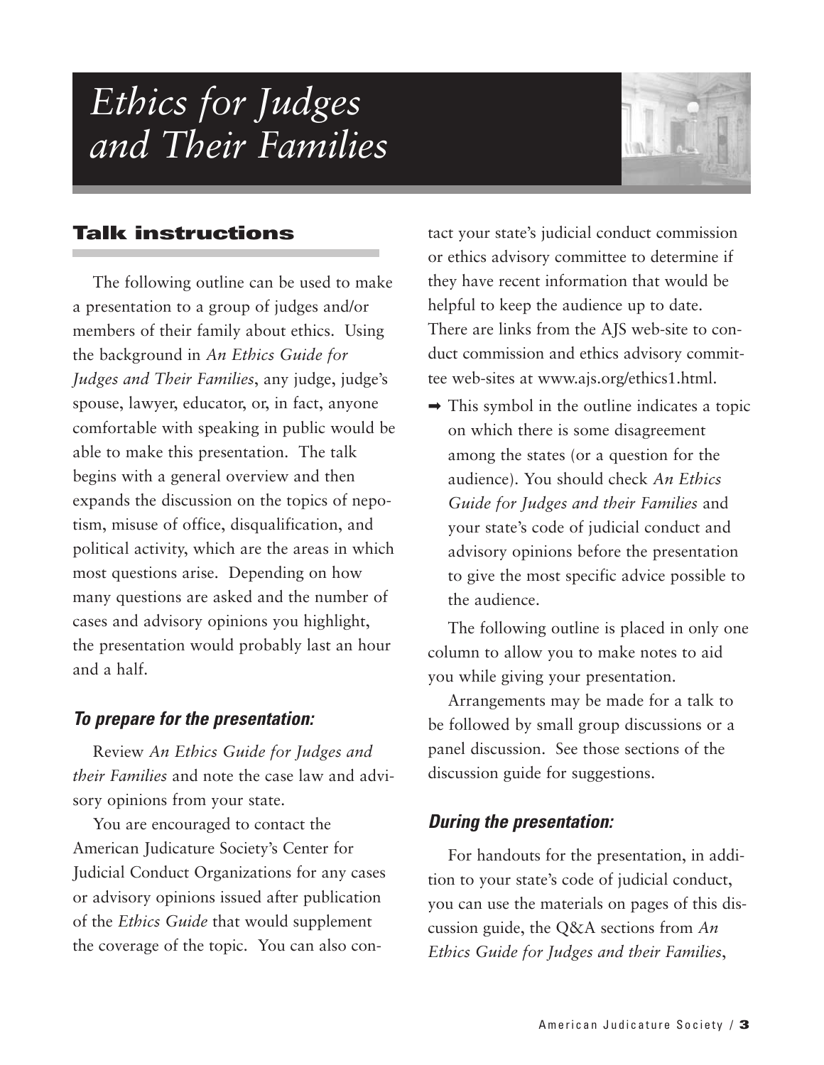# *Ethics for Judges and Their Families*

## Talk instructions

The following outline can be used to make a presentation to a group of judges and/or members of their family about ethics. Using the background in *An Ethics Guide for Judges and Their Families*, any judge, judge's spouse, lawyer, educator, or, in fact, anyone comfortable with speaking in public would be able to make this presentation. The talk begins with a general overview and then expands the discussion on the topics of nepotism, misuse of office, disqualification, and political activity, which are the areas in which most questions arise. Depending on how many questions are asked and the number of cases and advisory opinions you highlight, the presentation would probably last an hour and a half.

### *To prepare for the presentation:*

Review *An Ethics Guide for Judges and their Families* and note the case law and advisory opinions from your state.

You are encouraged to contact the American Judicature Society's Center for Judicial Conduct Organizations for any cases or advisory opinions issued after publication of the *Ethics Guide* that would supplement the coverage of the topic. You can also contact your state's judicial conduct commission or ethics advisory committee to determine if they have recent information that would be helpful to keep the audience up to date. There are links from the AJS web-site to conduct commission and ethics advisory committee web-sites at www.ajs.org/ethics1.html.

➡ This symbol in the outline indicates a topic on which there is some disagreement among the states (or a question for the audience). You should check *An Ethics Guide for Judges and their Families* and your state's code of judicial conduct and advisory opinions before the presentation to give the most specific advice possible to the audience.

The following outline is placed in only one column to allow you to make notes to aid you while giving your presentation.

Arrangements may be made for a talk to be followed by small group discussions or a panel discussion. See those sections of the discussion guide for suggestions.

### *During the presentation:*

For handouts for the presentation, in addition to your state's code of judicial conduct, you can use the materials on pages of this discussion guide, the Q&A sections from *An Ethics Guide for Judges and their Families*,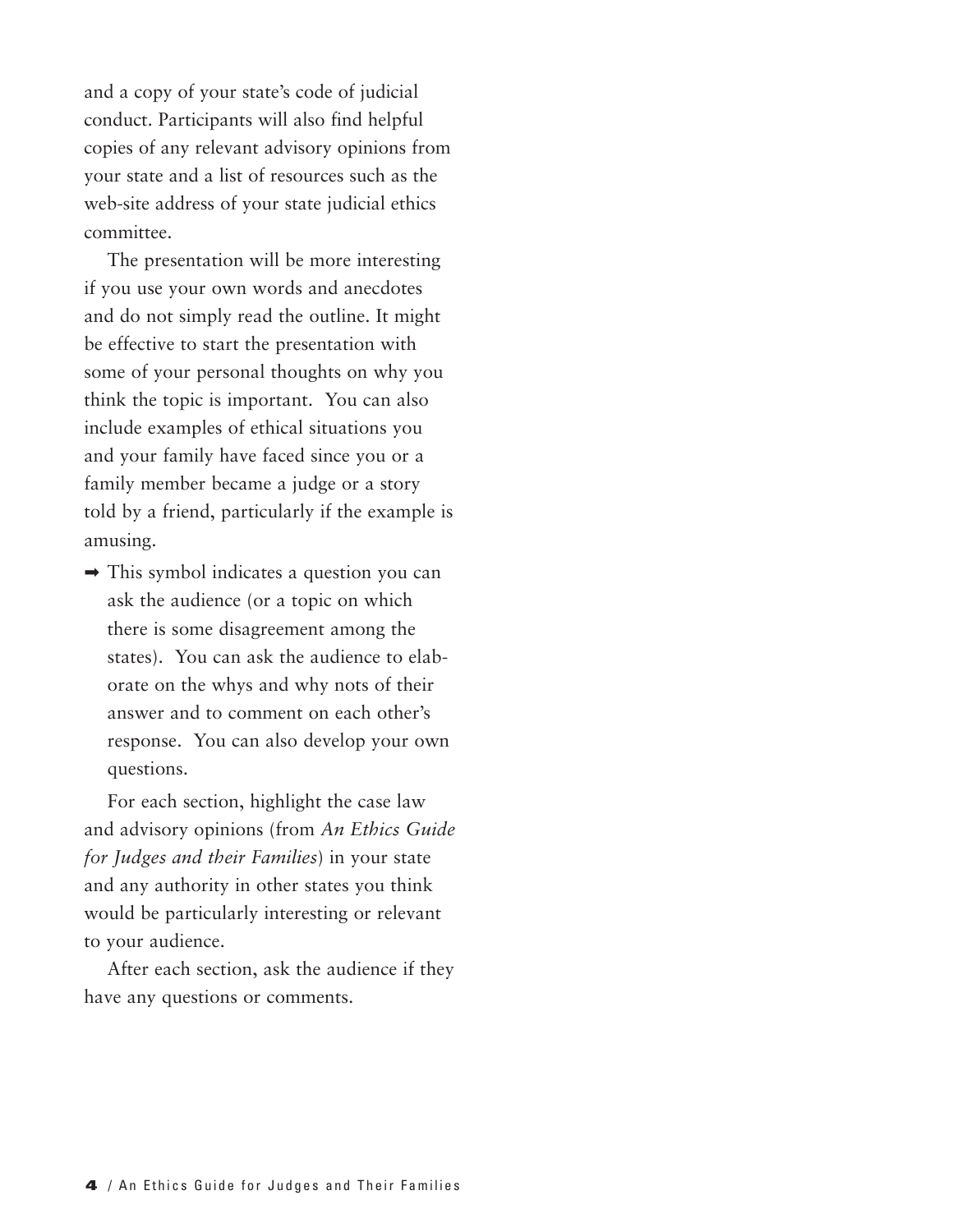and a copy of your state's code of judicial conduct. Participants will also find helpful copies of any relevant advisory opinions from your state and a list of resources such as the web-site address of your state judicial ethics committee.

The presentation will be more interesting if you use your own words and anecdotes and do not simply read the outline. It might be effective to start the presentation with some of your personal thoughts on why you think the topic is important. You can also include examples of ethical situations you and your family have faced since you or a family member became a judge or a story told by a friend, particularly if the example is amusing.

➡ This symbol indicates a question you can ask the audience (or a topic on which there is some disagreement among the states). You can ask the audience to elaborate on the whys and why nots of their answer and to comment on each other's response. You can also develop your own questions.

For each section, highlight the case law and advisory opinions (from *An Ethics Guide for Judges and their Families*) in your state and any authority in other states you think would be particularly interesting or relevant to your audience.

After each section, ask the audience if they have any questions or comments.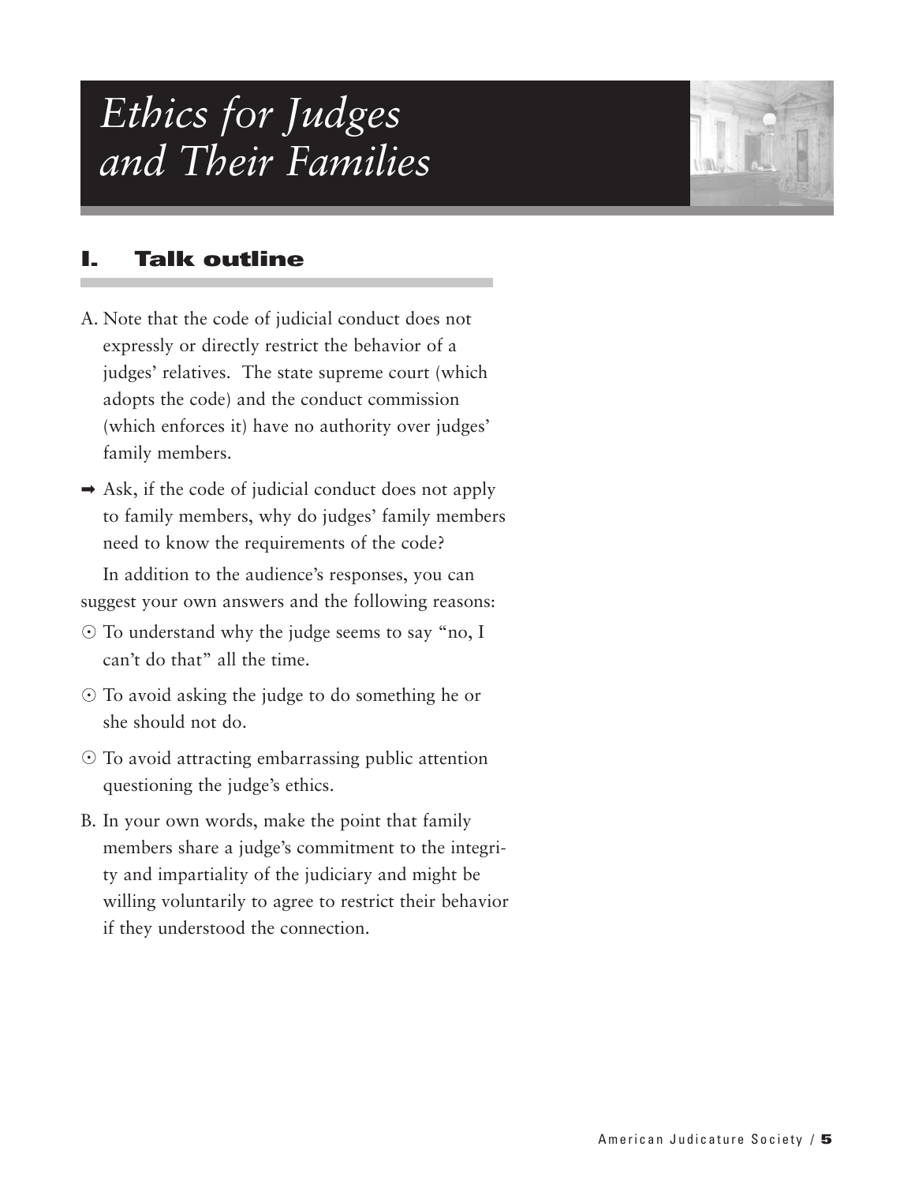# *Ethics for Judges and Their Families*

## I. Talk outline

A. Note that the code of judicial conduct does not expressly or directly restrict the behavior of a judges' relatives. The state supreme court (which adopts the code) and the conduct commission (which enforces it) have no authority over judges' family members.

➡ Ask, if the code of judicial conduct does not apply to family members, why do judges' family members need to know the requirements of the code?

In addition to the audience's responses, you can suggest your own answers and the following reasons:

- To understand why the judge seems to say "no, I can't do that" all the time.
- To avoid asking the judge to do something he or she should not do.
- To avoid attracting embarrassing public attention questioning the judge's ethics.

B. In your own words, make the point that family members share a judge's commitment to the integrity and impartiality of the judiciary and might be willing voluntarily to agree to restrict their behavior if they understood the connection.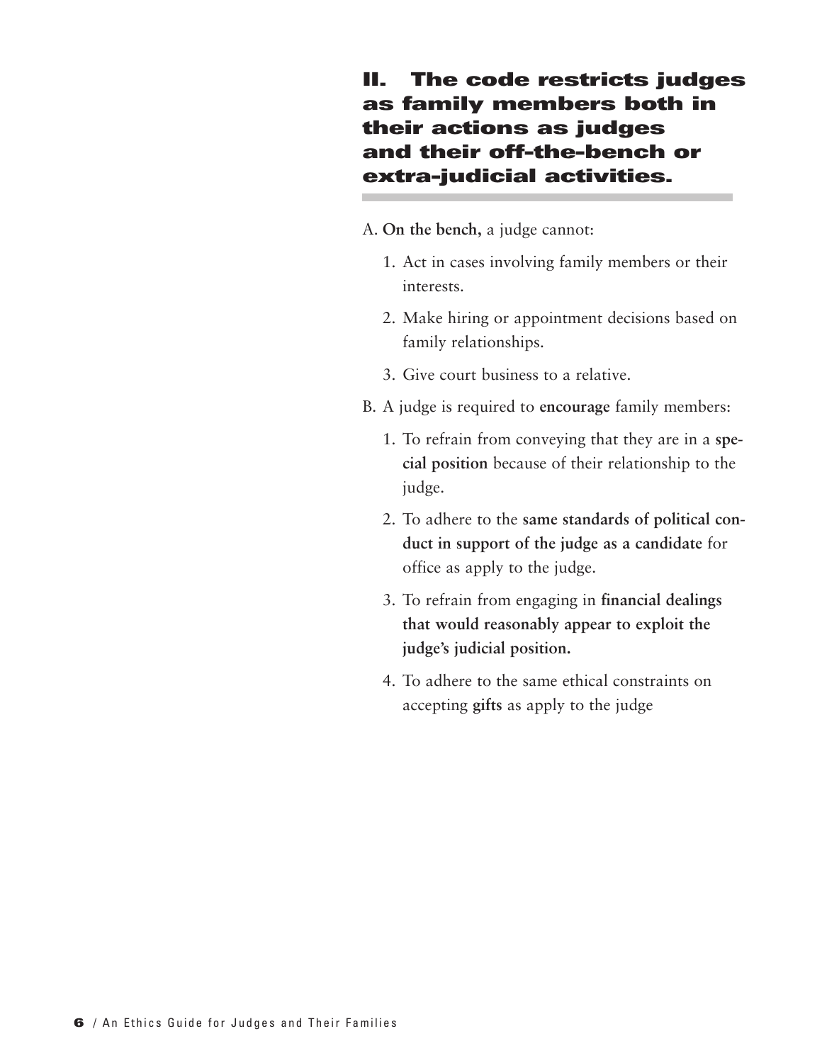## II. The code restricts judges as family members both in their actions as judges and their off-the-bench or extra-judicial activities.

A. **On the bench,** a judge cannot:

1. Act in cases involving family members or their interests.
2. Make hiring or appointment decisions based on family relationships.
3. Give court business to a relative.

B. A judge is required to **encourage** family members:

1. To refrain from conveying that they are in a **special position** because of their relationship to the judge.
2. To adhere to the **same standards of political conduct in support of the judge as a candidate** for office as apply to the judge.
3. To refrain from engaging in **financial dealings that would reasonably appear to exploit the judge's judicial position.**
4. To adhere to the same ethical constraints on accepting **gifts** as apply to the judge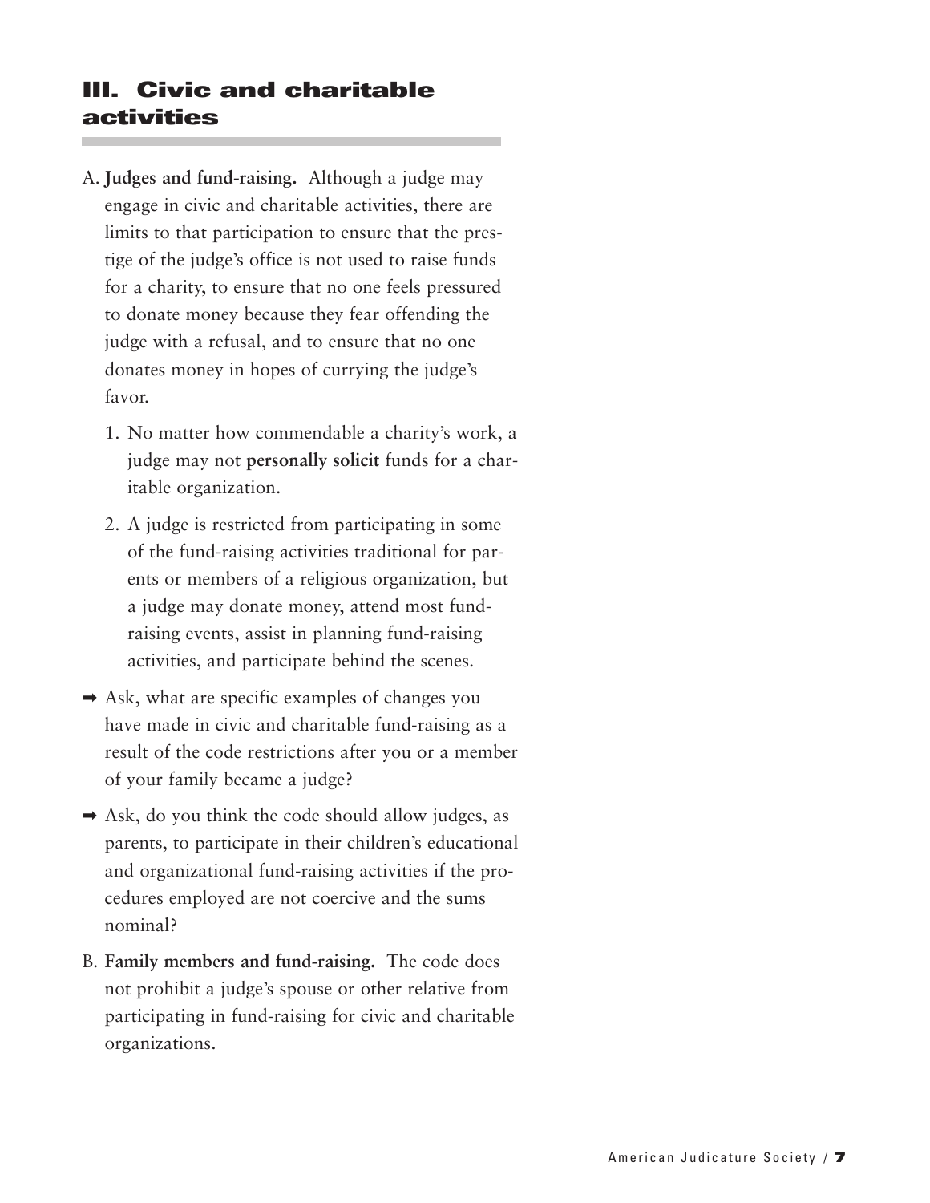## III. Civic and charitable activities

A. **Judges and fund-raising.** Although a judge may engage in civic and charitable activities, there are limits to that participation to ensure that the prestige of the judge's office is not used to raise funds for a charity, to ensure that no one feels pressured to donate money because they fear offending the judge with a refusal, and to ensure that no one donates money in hopes of currying the judge's favor.

   1. No matter how commendable a charity's work, a judge may not **personally solicit** funds for a charitable organization.

   2. A judge is restricted from participating in some of the fund-raising activities traditional for parents or members of a religious organization, but a judge may donate money, attend most fund-raising events, assist in planning fund-raising activities, and participate behind the scenes.

➡ Ask, what are specific examples of changes you have made in civic and charitable fund-raising as a result of the code restrictions after you or a member of your family became a judge?

➡ Ask, do you think the code should allow judges, as parents, to participate in their children's educational and organizational fund-raising activities if the procedures employed are not coercive and the sums nominal?

B. **Family members and fund-raising.** The code does not prohibit a judge's spouse or other relative from participating in fund-raising for civic and charitable organizations.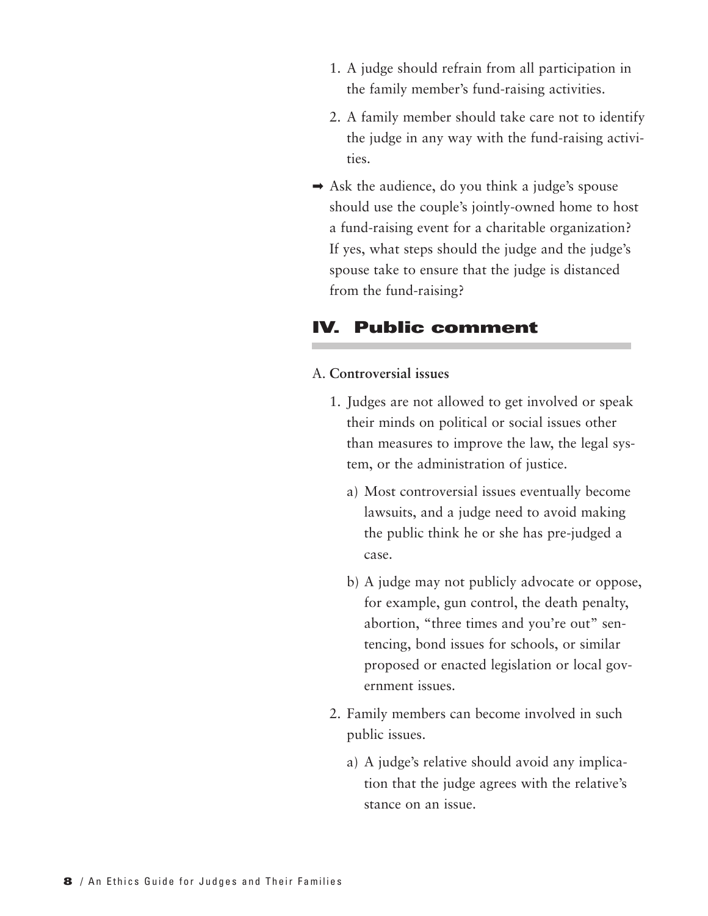1. A judge should refrain from all participation in the family member's fund-raising activities.
2. A family member should take care not to identify the judge in any way with the fund-raising activities.

➡ Ask the audience, do you think a judge's spouse should use the couple's jointly-owned home to host a fund-raising event for a charitable organization? If yes, what steps should the judge and the judge's spouse take to ensure that the judge is distanced from the fund-raising?

## IV. Public comment

A. **Controversial issues**

1. Judges are not allowed to get involved or speak their minds on political or social issues other than measures to improve the law, the legal system, or the administration of justice.
   a) Most controversial issues eventually become lawsuits, and a judge need to avoid making the public think he or she has pre-judged a case.
   b) A judge may not publicly advocate or oppose, for example, gun control, the death penalty, abortion, "three times and you're out" sentencing, bond issues for schools, or similar proposed or enacted legislation or local government issues.
2. Family members can become involved in such public issues.
   a) A judge's relative should avoid any implication that the judge agrees with the relative's stance on an issue.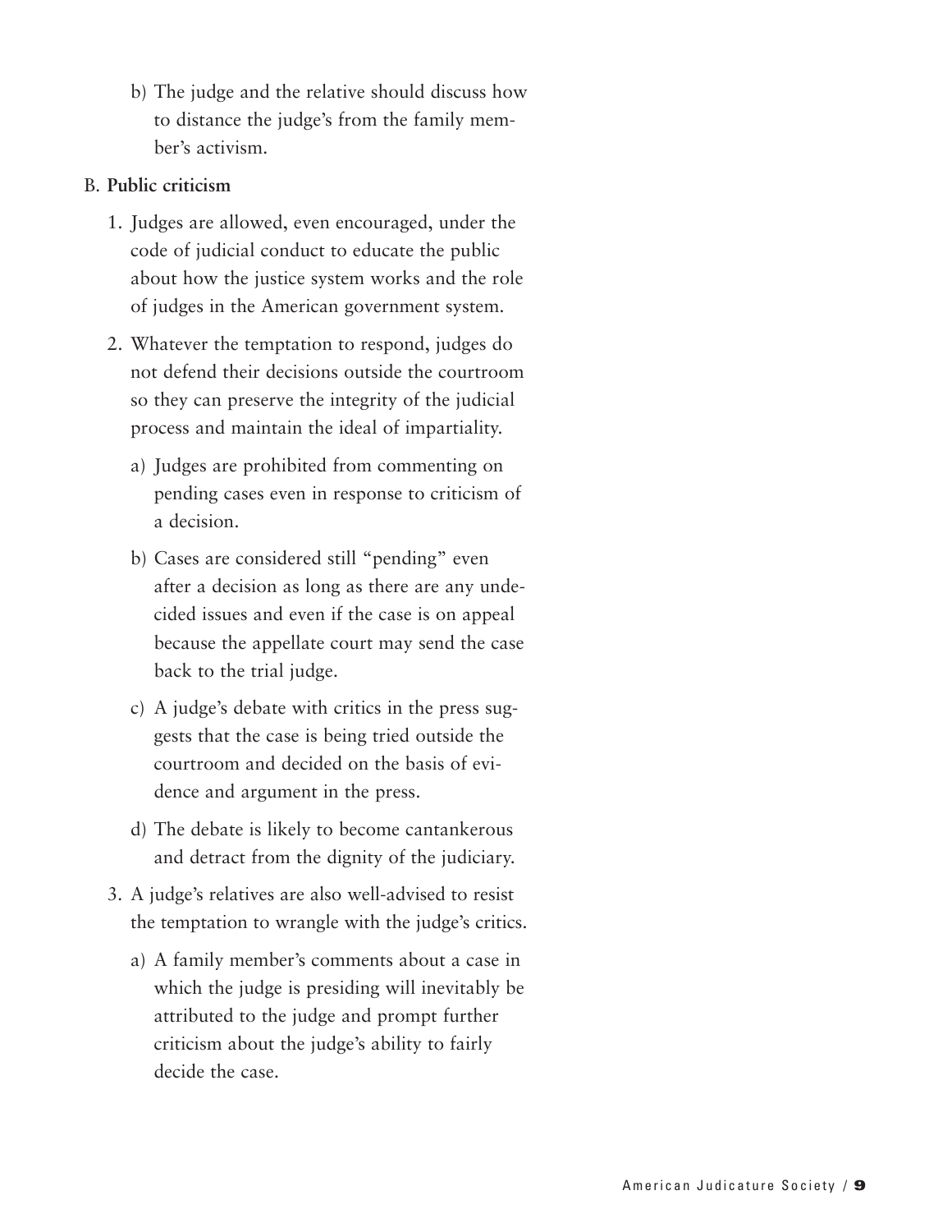b) The judge and the relative should discuss how to distance the judge's from the family member's activism.

B. **Public criticism**

1. Judges are allowed, even encouraged, under the code of judicial conduct to educate the public about how the justice system works and the role of judges in the American government system.

2. Whatever the temptation to respond, judges do not defend their decisions outside the courtroom so they can preserve the integrity of the judicial process and maintain the ideal of impartiality.

   a) Judges are prohibited from commenting on pending cases even in response to criticism of a decision.

   b) Cases are considered still "pending" even after a decision as long as there are any undecided issues and even if the case is on appeal because the appellate court may send the case back to the trial judge.

   c) A judge's debate with critics in the press suggests that the case is being tried outside the courtroom and decided on the basis of evidence and argument in the press.

   d) The debate is likely to become cantankerous and detract from the dignity of the judiciary.

3. A judge's relatives are also well-advised to resist the temptation to wrangle with the judge's critics.

   a) A family member's comments about a case in which the judge is presiding will inevitably be attributed to the judge and prompt further criticism about the judge's ability to fairly decide the case.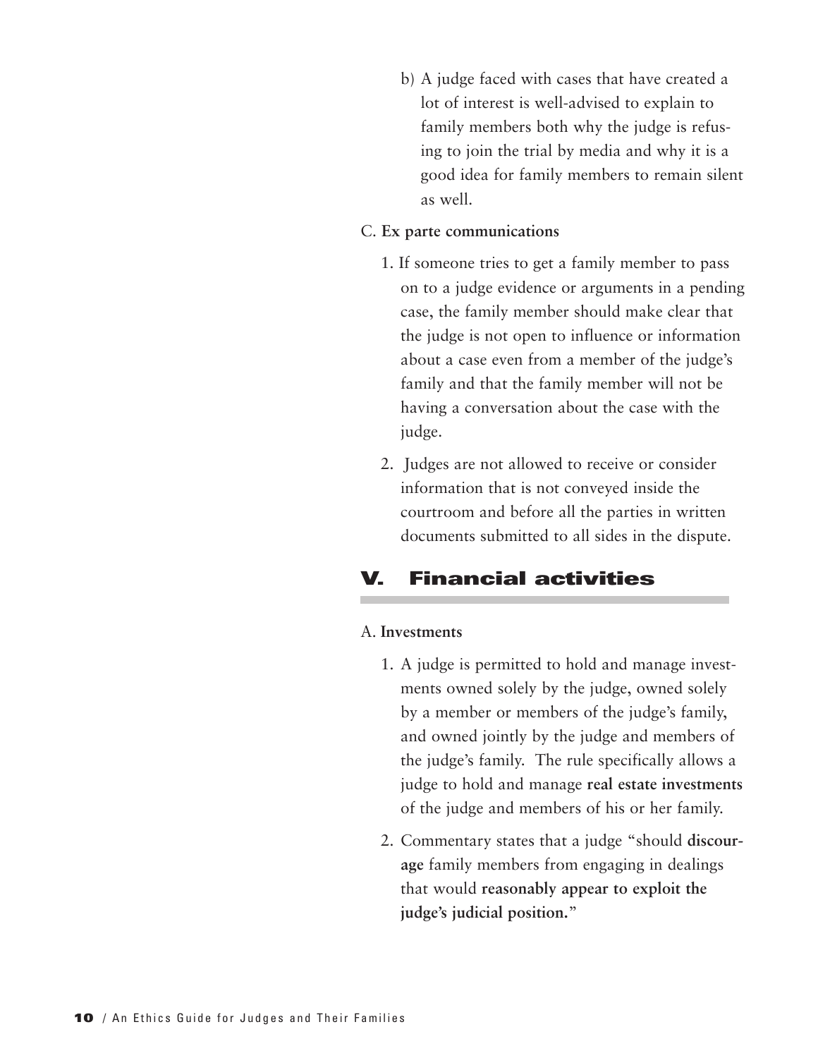b) A judge faced with cases that have created a lot of interest is well-advised to explain to family members both why the judge is refusing to join the trial by media and why it is a good idea for family members to remain silent as well.

C. **Ex parte communications**

1. If someone tries to get a family member to pass on to a judge evidence or arguments in a pending case, the family member should make clear that the judge is not open to influence or information about a case even from a member of the judge's family and that the family member will not be having a conversation about the case with the judge.

2. Judges are not allowed to receive or consider information that is not conveyed inside the courtroom and before all the parties in written documents submitted to all sides in the dispute.

## V. Financial activities

A. **Investments**

1. A judge is permitted to hold and manage investments owned solely by the judge, owned solely by a member or members of the judge's family, and owned jointly by the judge and members of the judge's family. The rule specifically allows a judge to hold and manage **real estate investments** of the judge and members of his or her family.

2. Commentary states that a judge "should **discourage** family members from engaging in dealings that would **reasonably appear to exploit the judge's judicial position.**"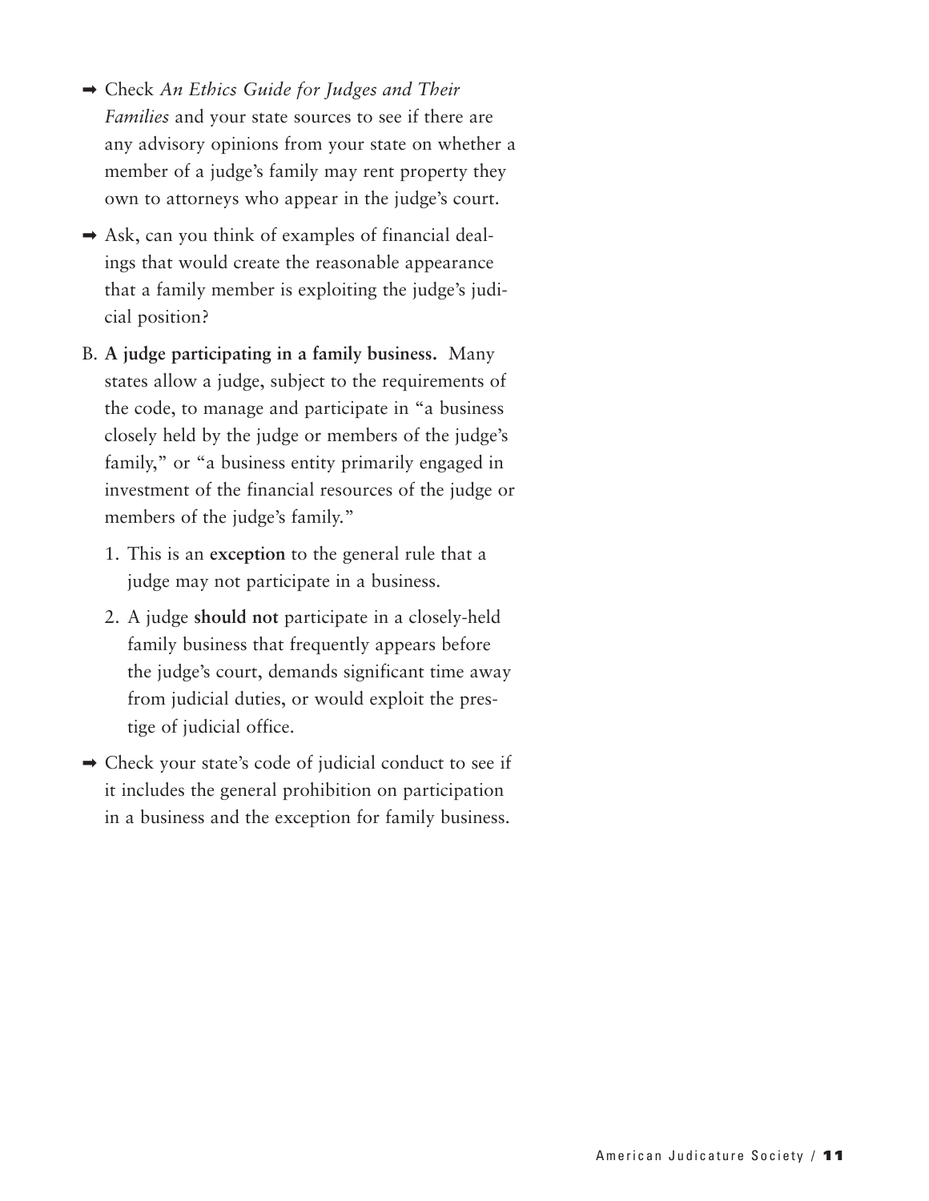➡ Check *An Ethics Guide for Judges and Their Families* and your state sources to see if there are any advisory opinions from your state on whether a member of a judge's family may rent property they own to attorneys who appear in the judge's court.

➡ Ask, can you think of examples of financial dealings that would create the reasonable appearance that a family member is exploiting the judge's judicial position?

B. **A judge participating in a family business.** Many states allow a judge, subject to the requirements of the code, to manage and participate in "a business closely held by the judge or members of the judge's family," or "a business entity primarily engaged in investment of the financial resources of the judge or members of the judge's family."

   1. This is an **exception** to the general rule that a judge may not participate in a business.

   2. A judge **should not** participate in a closely-held family business that frequently appears before the judge's court, demands significant time away from judicial duties, or would exploit the prestige of judicial office.

➡ Check your state's code of judicial conduct to see if it includes the general prohibition on participation in a business and the exception for family business.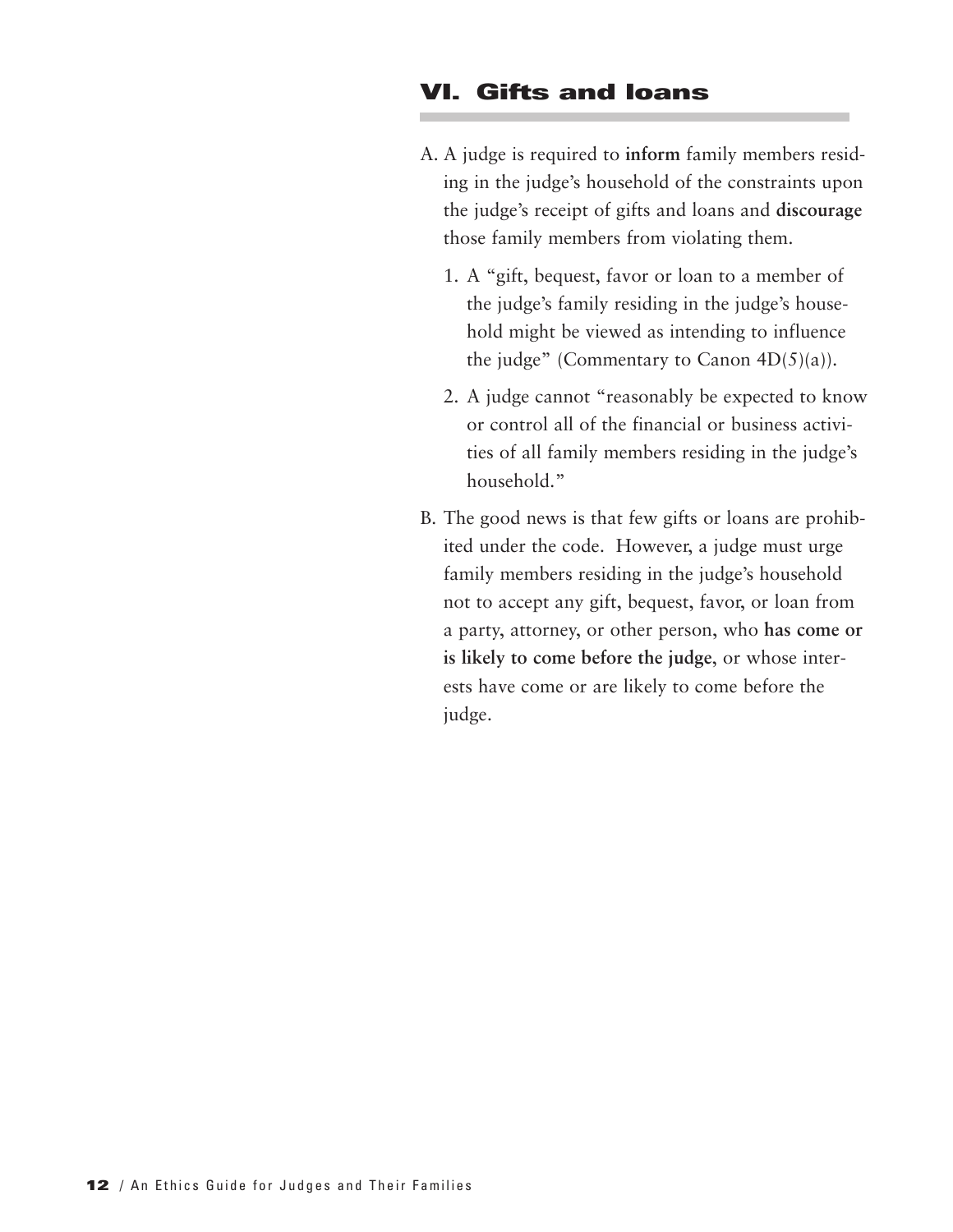## VI. Gifts and loans

A. A judge is required to **inform** family members residing in the judge's household of the constraints upon the judge's receipt of gifts and loans and **discourage** those family members from violating them.

   1. A "gift, bequest, favor or loan to a member of the judge's family residing in the judge's household might be viewed as intending to influence the judge" (Commentary to Canon 4D(5)(a)).

   2. A judge cannot "reasonably be expected to know or control all of the financial or business activities of all family members residing in the judge's household."

B. The good news is that few gifts or loans are prohibited under the code. However, a judge must urge family members residing in the judge's household not to accept any gift, bequest, favor, or loan from a party, attorney, or other person, who **has come or is likely to come before the judge**, or whose interests have come or are likely to come before the judge.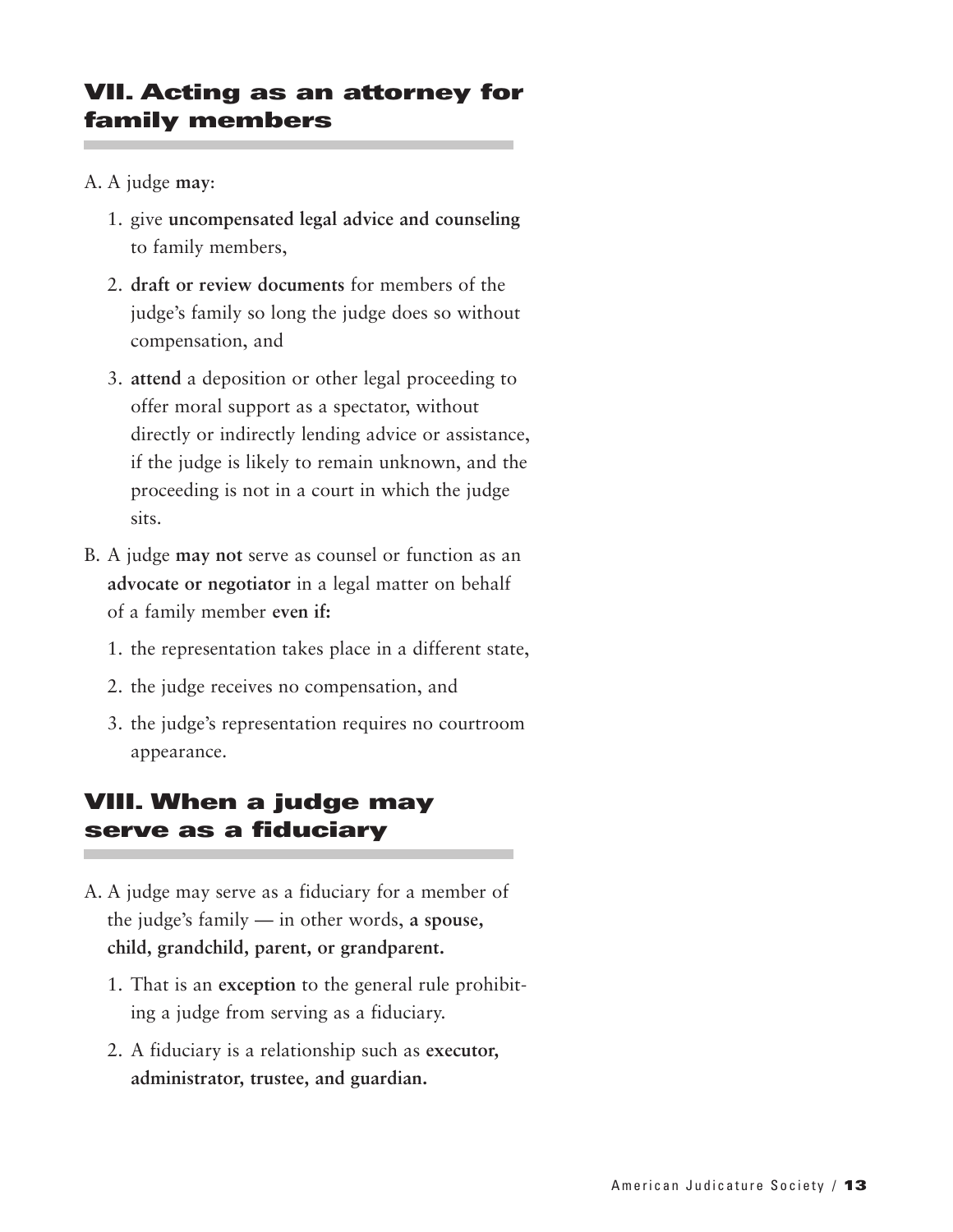## VII. Acting as an attorney for family members

A. A judge **may**:

1. give **uncompensated legal advice and counseling** to family members,
2. **draft or review documents** for members of the judge's family so long the judge does so without compensation, and
3. **attend** a deposition or other legal proceeding to offer moral support as a spectator, without directly or indirectly lending advice or assistance, if the judge is likely to remain unknown, and the proceeding is not in a court in which the judge sits.

B. A judge **may not** serve as counsel or function as an **advocate or negotiator** in a legal matter on behalf of a family member **even if:**

1. the representation takes place in a different state,
2. the judge receives no compensation, and
3. the judge's representation requires no courtroom appearance.

## VIII. When a judge may serve as a fiduciary

A. A judge may serve as a fiduciary for a member of the judge's family — in other words, **a spouse, child, grandchild, parent, or grandparent.**

1. That is an **exception** to the general rule prohibiting a judge from serving as a fiduciary.
2. A fiduciary is a relationship such as **executor, administrator, trustee, and guardian.**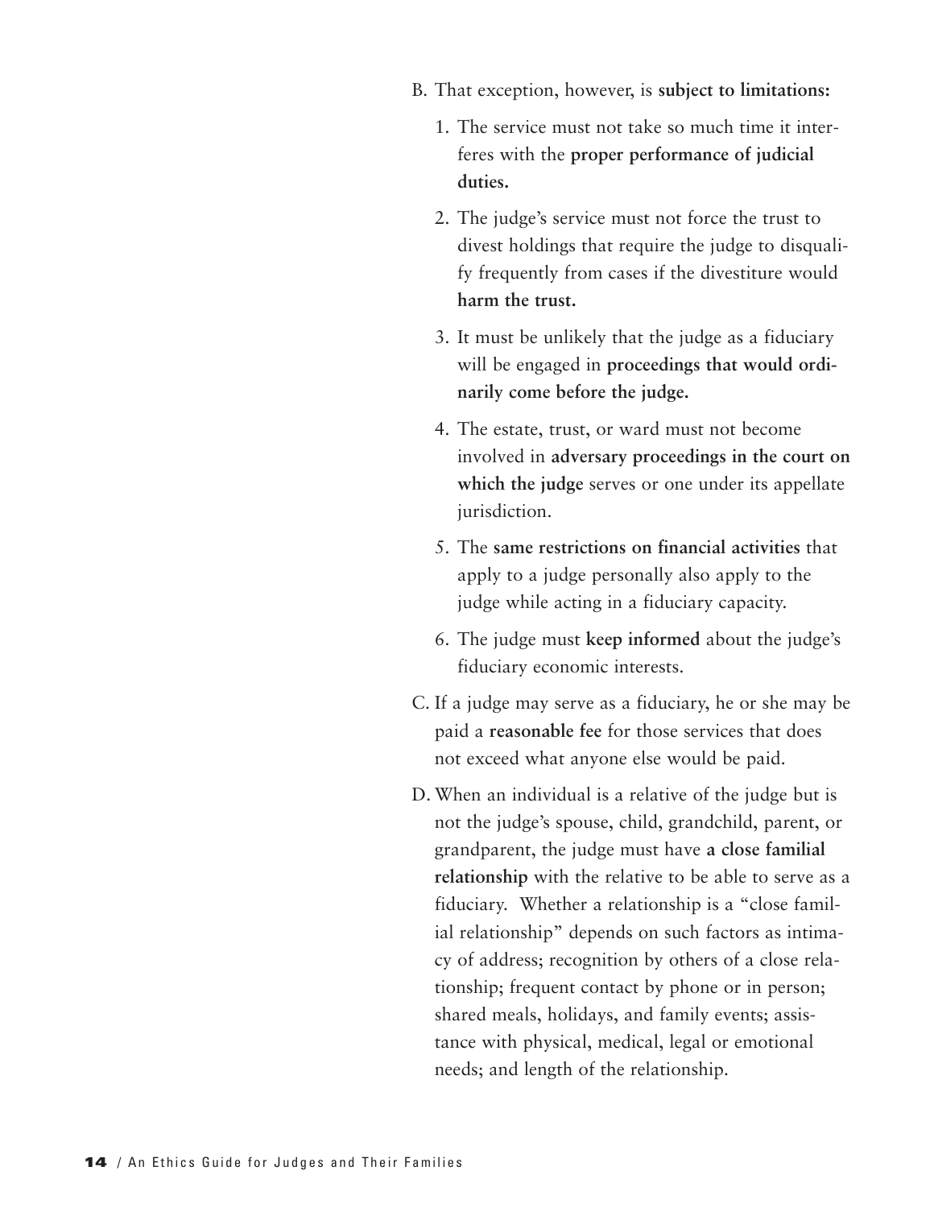B. That exception, however, is **subject to limitations:**

   1. The service must not take so much time it interferes with the **proper performance of judicial duties.**

   2. The judge's service must not force the trust to divest holdings that require the judge to disqualify frequently from cases if the divestiture would **harm the trust.**

   3. It must be unlikely that the judge as a fiduciary will be engaged in **proceedings that would ordinarily come before the judge.**

   4. The estate, trust, or ward must not become involved in **adversary proceedings in the court on which the judge** serves or one under its appellate jurisdiction.

   5. The **same restrictions on financial activities** that apply to a judge personally also apply to the judge while acting in a fiduciary capacity.

   6. The judge must **keep informed** about the judge's fiduciary economic interests.

C. If a judge may serve as a fiduciary, he or she may be paid a **reasonable fee** for those services that does not exceed what anyone else would be paid.

D. When an individual is a relative of the judge but is not the judge's spouse, child, grandchild, parent, or grandparent, the judge must have **a close familial relationship** with the relative to be able to serve as a fiduciary. Whether a relationship is a "close familial relationship" depends on such factors as intimacy of address; recognition by others of a close relationship; frequent contact by phone or in person; shared meals, holidays, and family events; assistance with physical, medical, legal or emotional needs; and length of the relationship.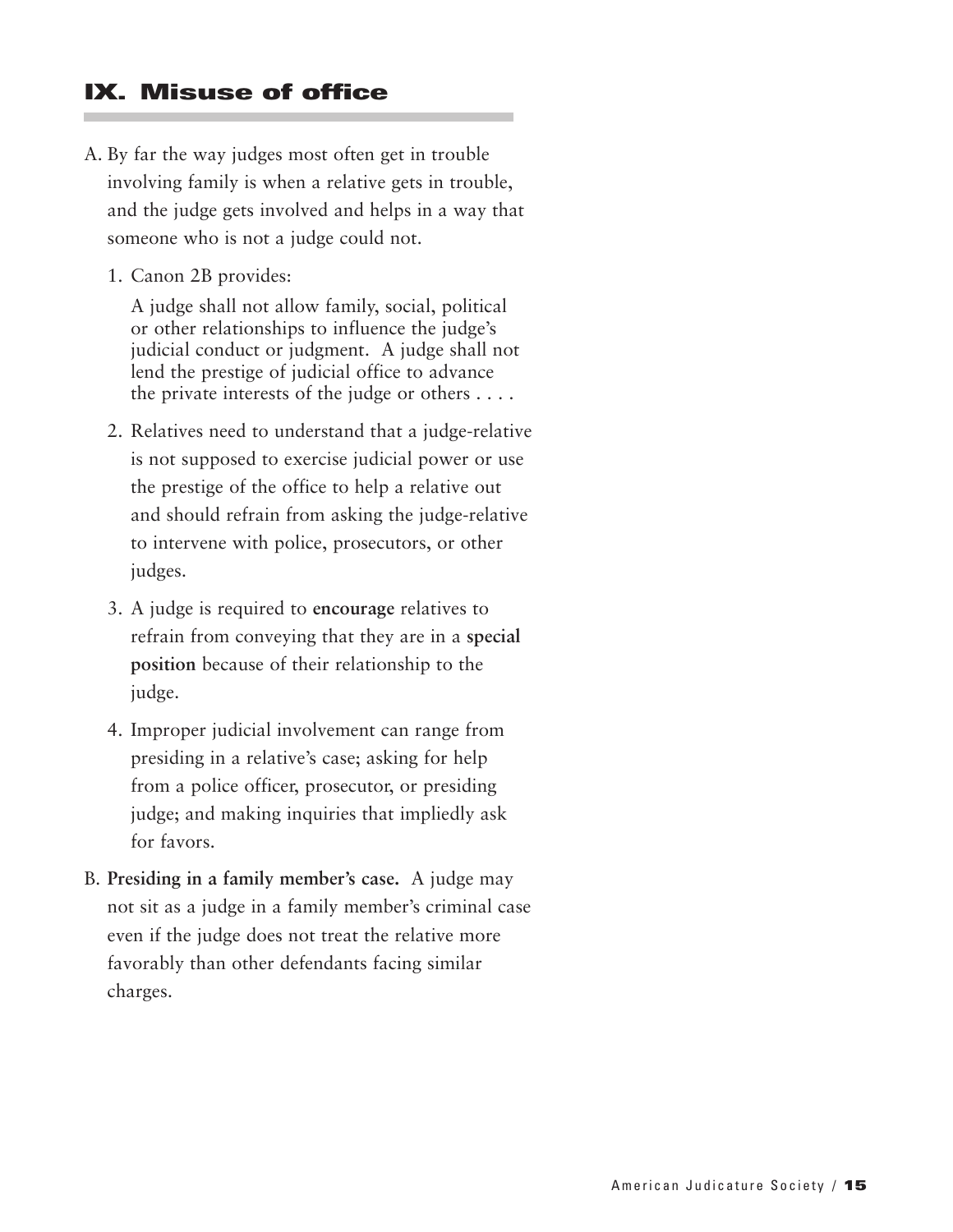## IX. Misuse of office

A. By far the way judges most often get in trouble involving family is when a relative gets in trouble, and the judge gets involved and helps in a way that someone who is not a judge could not.

   1. Canon 2B provides:

      A judge shall not allow family, social, political or other relationships to influence the judge's judicial conduct or judgment. A judge shall not lend the prestige of judicial office to advance the private interests of the judge or others . . . .

   2. Relatives need to understand that a judge-relative is not supposed to exercise judicial power or use the prestige of the office to help a relative out and should refrain from asking the judge-relative to intervene with police, prosecutors, or other judges.

   3. A judge is required to **encourage** relatives to refrain from conveying that they are in a **special position** because of their relationship to the judge.

   4. Improper judicial involvement can range from presiding in a relative's case; asking for help from a police officer, prosecutor, or presiding judge; and making inquiries that impliedly ask for favors.

B. **Presiding in a family member's case.** A judge may not sit as a judge in a family member's criminal case even if the judge does not treat the relative more favorably than other defendants facing similar charges.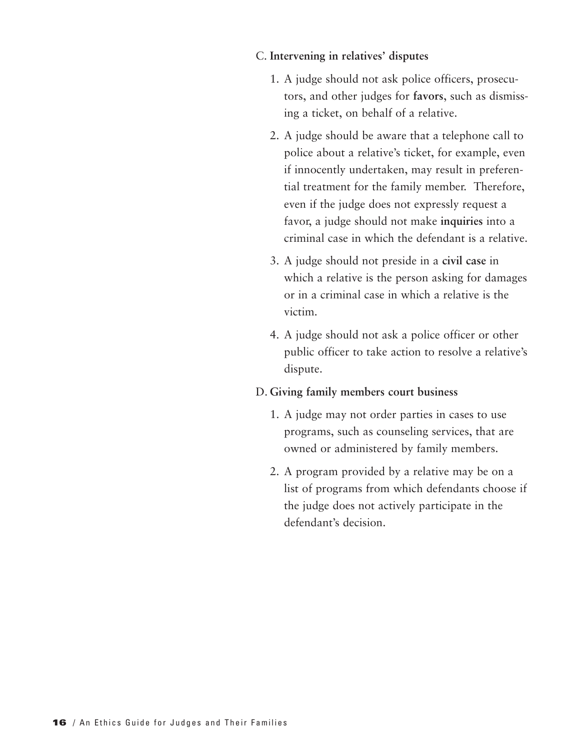C. **Intervening in relatives' disputes**

1. A judge should not ask police officers, prosecutors, and other judges for **favors**, such as dismissing a ticket, on behalf of a relative.

2. A judge should be aware that a telephone call to police about a relative's ticket, for example, even if innocently undertaken, may result in preferential treatment for the family member. Therefore, even if the judge does not expressly request a favor, a judge should not make **inquiries** into a criminal case in which the defendant is a relative.

3. A judge should not preside in a **civil case** in which a relative is the person asking for damages or in a criminal case in which a relative is the victim.

4. A judge should not ask a police officer or other public officer to take action to resolve a relative's dispute.

D. **Giving family members court business**

1. A judge may not order parties in cases to use programs, such as counseling services, that are owned or administered by family members.

2. A program provided by a relative may be on a list of programs from which defendants choose if the judge does not actively participate in the defendant's decision.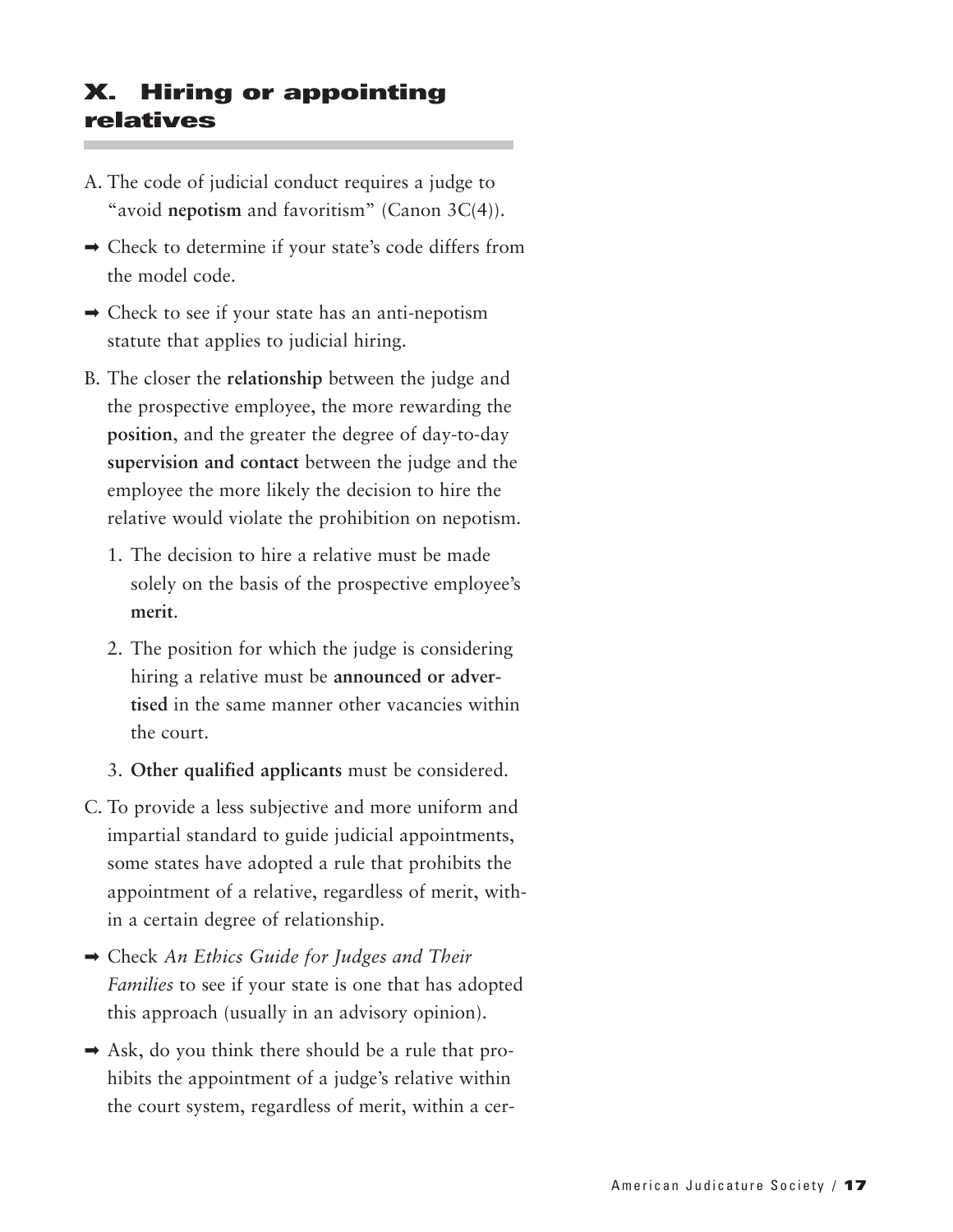## X. Hiring or appointing relatives

A. The code of judicial conduct requires a judge to "avoid **nepotism** and favoritism" (Canon 3C(4)).

➡ Check to determine if your state's code differs from the model code.

➡ Check to see if your state has an anti-nepotism statute that applies to judicial hiring.

B. The closer the **relationship** between the judge and the prospective employee, the more rewarding the **position**, and the greater the degree of day-to-day **supervision and contact** between the judge and the employee the more likely the decision to hire the relative would violate the prohibition on nepotism.

   1. The decision to hire a relative must be made solely on the basis of the prospective employee's **merit**.
   2. The position for which the judge is considering hiring a relative must be **announced or advertised** in the same manner other vacancies within the court.
   3. **Other qualified applicants** must be considered.

C. To provide a less subjective and more uniform and impartial standard to guide judicial appointments, some states have adopted a rule that prohibits the appointment of a relative, regardless of merit, within a certain degree of relationship.

➡ Check *An Ethics Guide for Judges and Their Families* to see if your state is one that has adopted this approach (usually in an advisory opinion).

➡ Ask, do you think there should be a rule that prohibits the appointment of a judge's relative within the court system, regardless of merit, within a cer-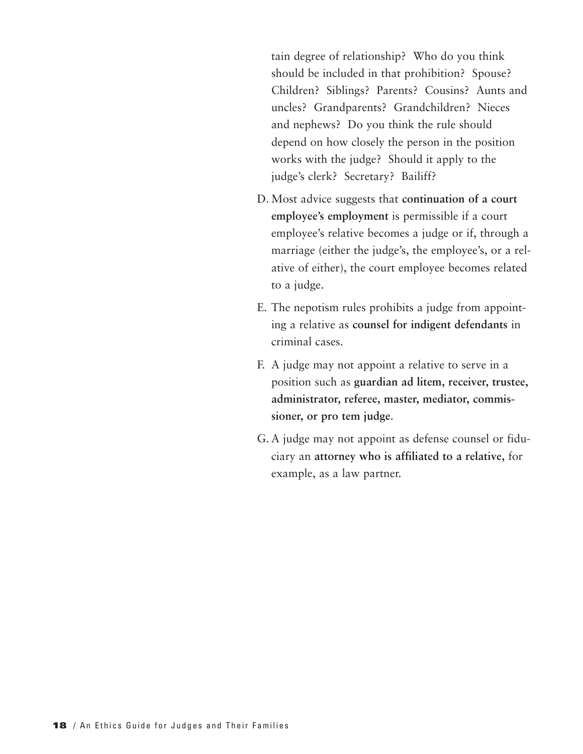tain degree of relationship? Who do you think should be included in that prohibition? Spouse? Children? Siblings? Parents? Cousins? Aunts and uncles? Grandparents? Grandchildren? Nieces and nephews? Do you think the rule should depend on how closely the person in the position works with the judge? Should it apply to the judge's clerk? Secretary? Bailiff?

D. Most advice suggests that **continuation of a court employee's employment** is permissible if a court employee's relative becomes a judge or if, through a marriage (either the judge's, the employee's, or a relative of either), the court employee becomes related to a judge.

E. The nepotism rules prohibits a judge from appointing a relative as **counsel for indigent defendants** in criminal cases.

F. A judge may not appoint a relative to serve in a position such as **guardian ad litem, receiver, trustee, administrator, referee, master, mediator, commissioner, or pro tem judge**.

G. A judge may not appoint as defense counsel or fiduciary an **attorney who is affiliated to a relative,** for example, as a law partner.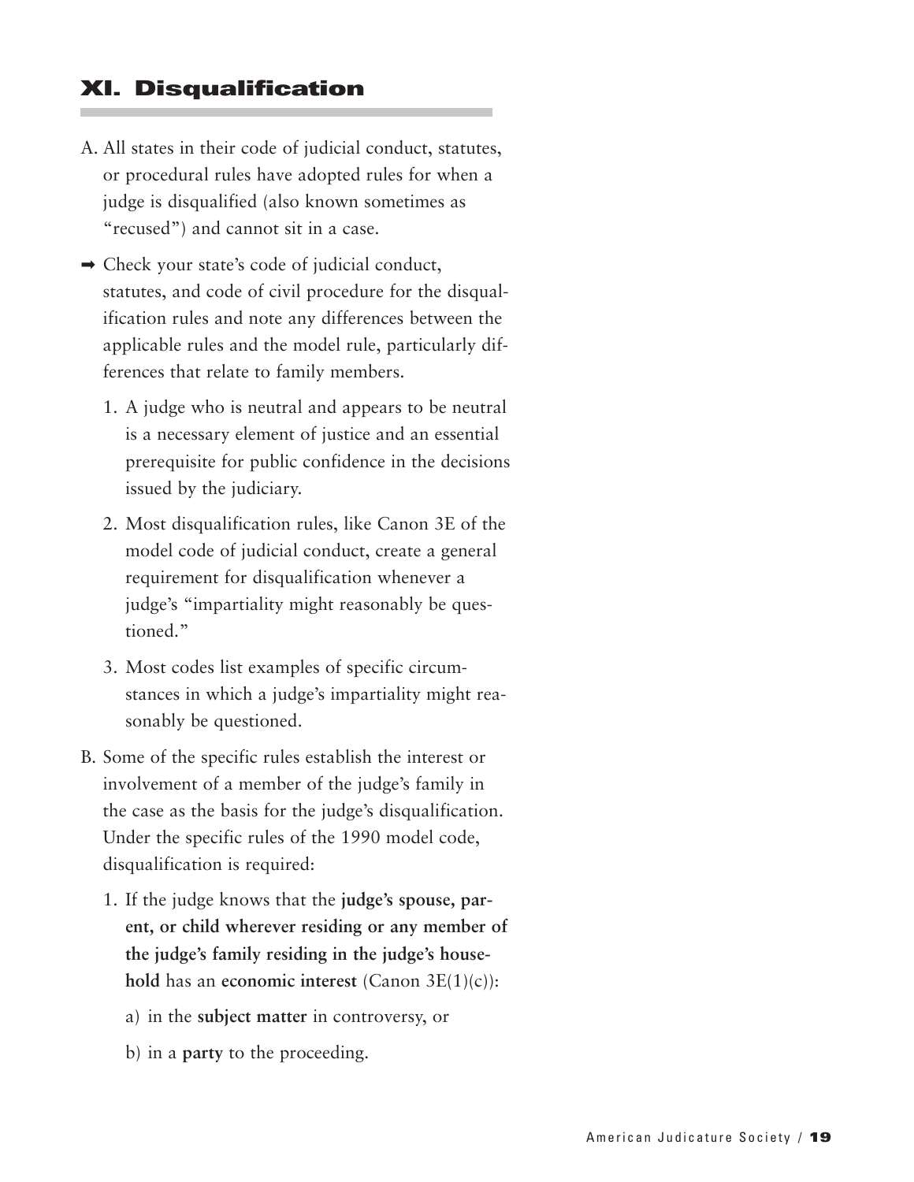## XI. Disqualification

A. All states in their code of judicial conduct, statutes, or procedural rules have adopted rules for when a judge is disqualified (also known sometimes as "recused") and cannot sit in a case.

➡ Check your state's code of judicial conduct, statutes, and code of civil procedure for the disqualification rules and note any differences between the applicable rules and the model rule, particularly differences that relate to family members.

1. A judge who is neutral and appears to be neutral is a necessary element of justice and an essential prerequisite for public confidence in the decisions issued by the judiciary.
2. Most disqualification rules, like Canon 3E of the model code of judicial conduct, create a general requirement for disqualification whenever a judge's "impartiality might reasonably be questioned."
3. Most codes list examples of specific circumstances in which a judge's impartiality might reasonably be questioned.

B. Some of the specific rules establish the interest or involvement of a member of the judge's family in the case as the basis for the judge's disqualification. Under the specific rules of the 1990 model code, disqualification is required:

1. If the judge knows that the **judge's spouse, parent, or child wherever residing or any member of the judge's family residing in the judge's household** has an **economic interest** (Canon 3E(1)(c)):

   a) in the **subject matter** in controversy, or

   b) in a **party** to the proceeding.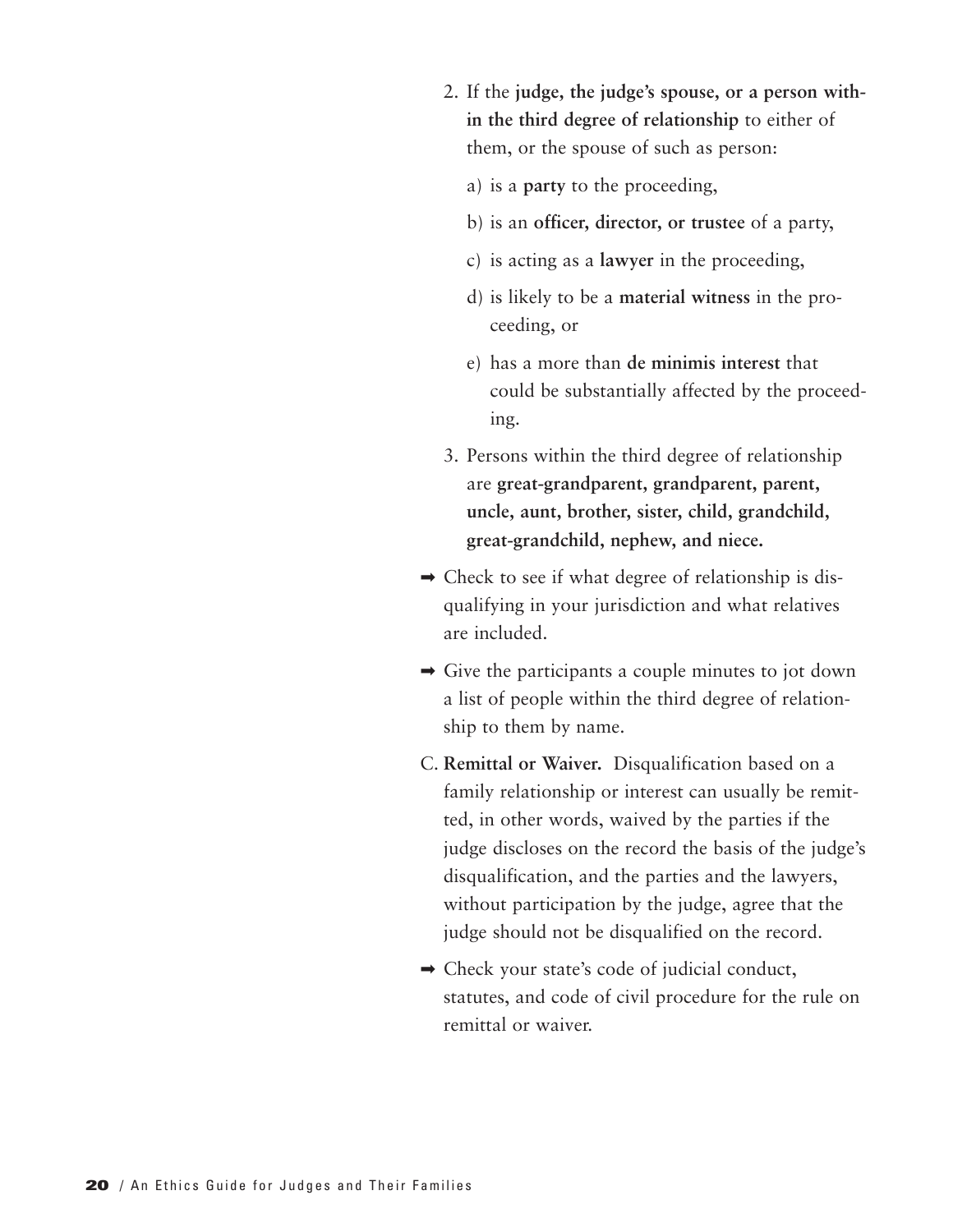2. If the **judge, the judge's spouse, or a person within the third degree of relationship** to either of them, or the spouse of such as person:

   a) is a **party** to the proceeding,

   b) is an **officer, director, or trustee** of a party,

   c) is acting as a **lawyer** in the proceeding,

   d) is likely to be a **material witness** in the proceeding, or

   e) has a more than **de minimis interest** that could be substantially affected by the proceeding.

3. Persons within the third degree of relationship are **great-grandparent, grandparent, parent, uncle, aunt, brother, sister, child, grandchild, great-grandchild, nephew, and niece.**

➡ Check to see if what degree of relationship is disqualifying in your jurisdiction and what relatives are included.

➡ Give the participants a couple minutes to jot down a list of people within the third degree of relationship to them by name.

C. **Remittal or Waiver.** Disqualification based on a family relationship or interest can usually be remitted, in other words, waived by the parties if the judge discloses on the record the basis of the judge's disqualification, and the parties and the lawyers, without participation by the judge, agree that the judge should not be disqualified on the record.

➡ Check your state's code of judicial conduct, statutes, and code of civil procedure for the rule on remittal or waiver.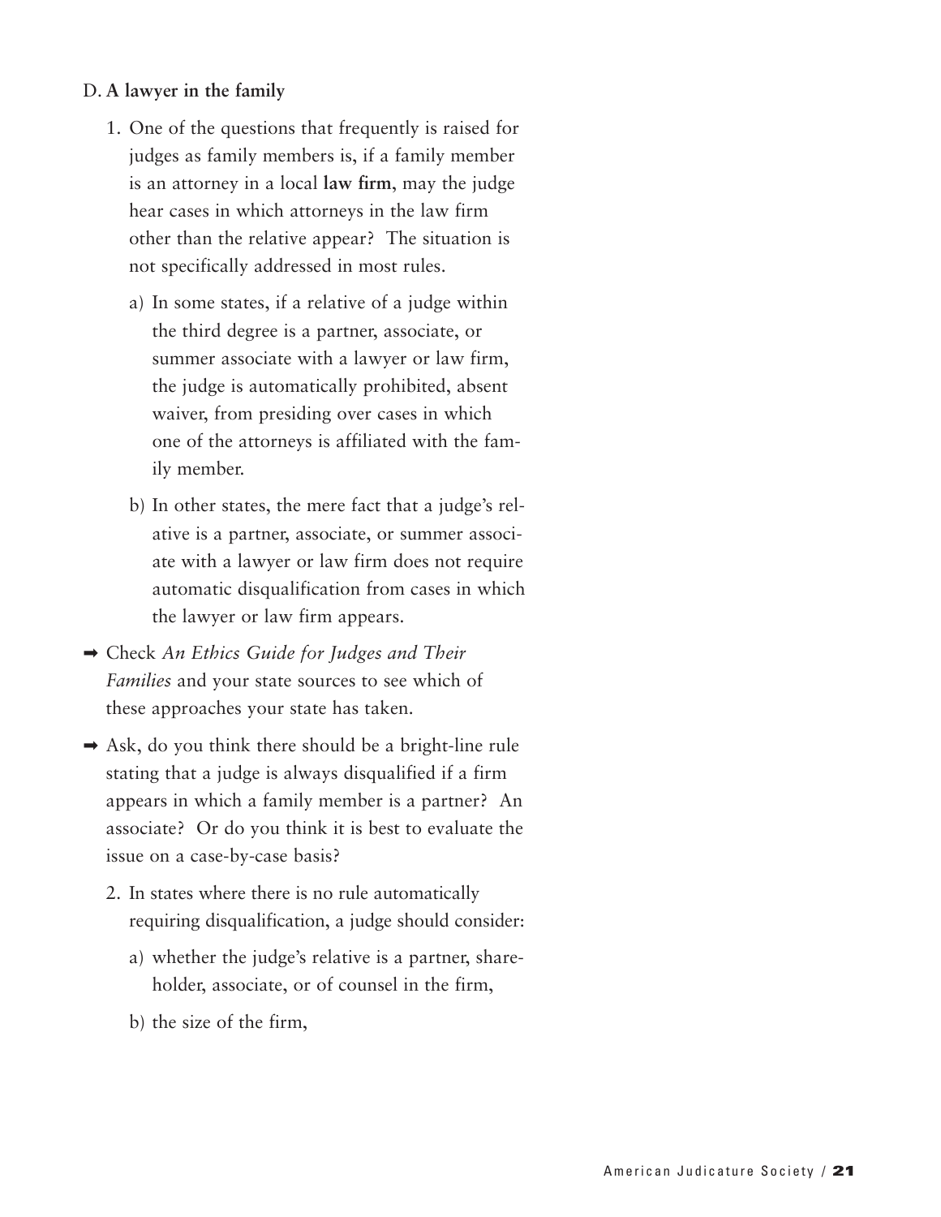D. **A lawyer in the family**

1. One of the questions that frequently is raised for judges as family members is, if a family member is an attorney in a local **law firm**, may the judge hear cases in which attorneys in the law firm other than the relative appear? The situation is not specifically addressed in most rules.

   a) In some states, if a relative of a judge within the third degree is a partner, associate, or summer associate with a lawyer or law firm, the judge is automatically prohibited, absent waiver, from presiding over cases in which one of the attorneys is affiliated with the family member.

   b) In other states, the mere fact that a judge's relative is a partner, associate, or summer associate with a lawyer or law firm does not require automatic disqualification from cases in which the lawyer or law firm appears.

➡ Check *An Ethics Guide for Judges and Their Families* and your state sources to see which of these approaches your state has taken.

➡ Ask, do you think there should be a bright-line rule stating that a judge is always disqualified if a firm appears in which a family member is a partner? An associate? Or do you think it is best to evaluate the issue on a case-by-case basis?

2. In states where there is no rule automatically requiring disqualification, a judge should consider:

   a) whether the judge's relative is a partner, shareholder, associate, or of counsel in the firm,

   b) the size of the firm,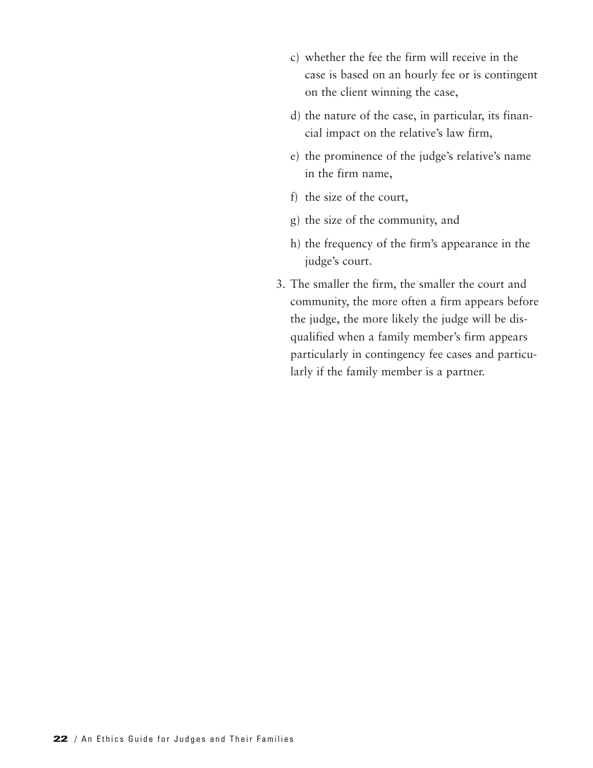c) whether the fee the firm will receive in the case is based on an hourly fee or is contingent on the client winning the case,

d) the nature of the case, in particular, its financial impact on the relative's law firm,

e) the prominence of the judge's relative's name in the firm name,

f) the size of the court,

g) the size of the community, and

h) the frequency of the firm's appearance in the judge's court.

3. The smaller the firm, the smaller the court and community, the more often a firm appears before the judge, the more likely the judge will be disqualified when a family member's firm appears particularly in contingency fee cases and particularly if the family member is a partner.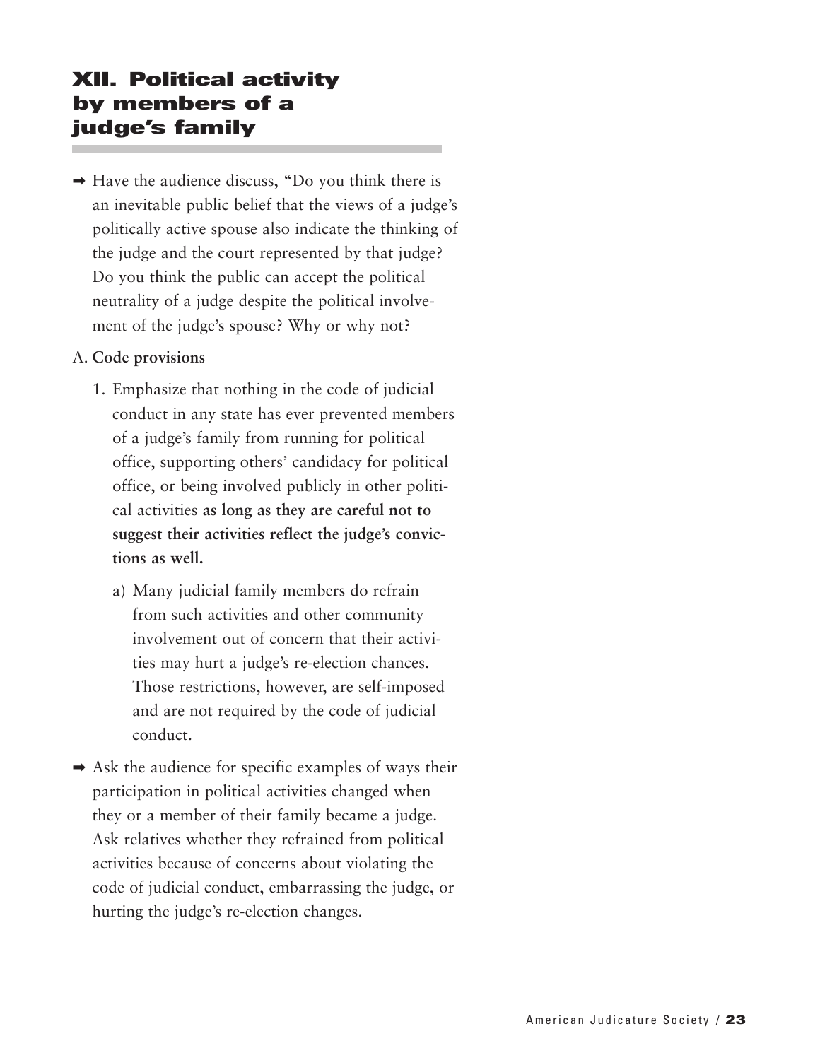## XII. Political activity by members of a judge's family

➡ Have the audience discuss, "Do you think there is an inevitable public belief that the views of a judge's politically active spouse also indicate the thinking of the judge and the court represented by that judge? Do you think the public can accept the political neutrality of a judge despite the political involvement of the judge's spouse? Why or why not?

A. **Code provisions**

1. Emphasize that nothing in the code of judicial conduct in any state has ever prevented members of a judge's family from running for political office, supporting others' candidacy for political office, or being involved publicly in other political activities **as long as they are careful not to suggest their activities reflect the judge's convictions as well.**

   a) Many judicial family members do refrain from such activities and other community involvement out of concern that their activities may hurt a judge's re-election chances. Those restrictions, however, are self-imposed and are not required by the code of judicial conduct.

➡ Ask the audience for specific examples of ways their participation in political activities changed when they or a member of their family became a judge. Ask relatives whether they refrained from political activities because of concerns about violating the code of judicial conduct, embarrassing the judge, or hurting the judge's re-election changes.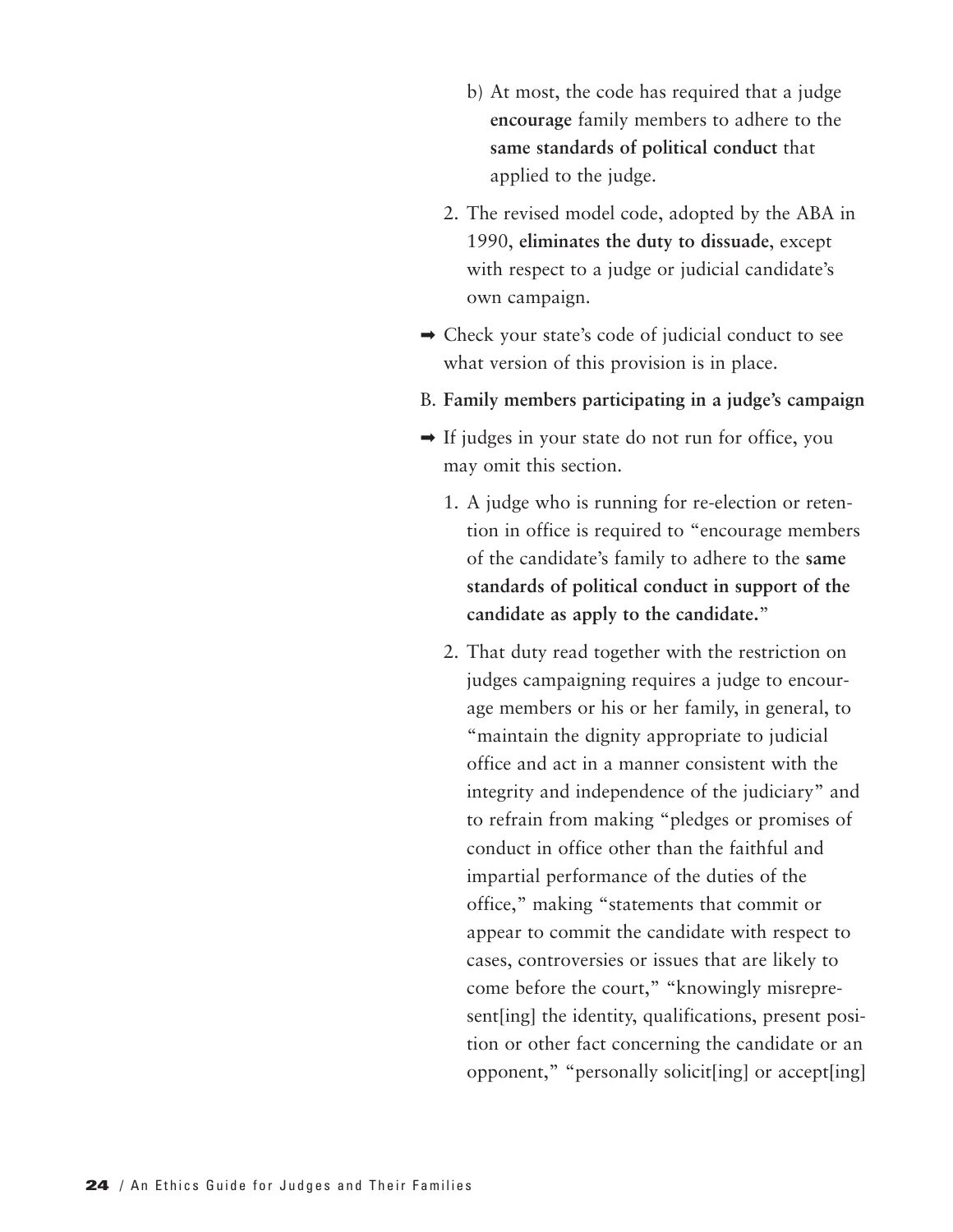b) At most, the code has required that a judge **encourage** family members to adhere to the **same standards of political conduct** that applied to the judge.

2. The revised model code, adopted by the ABA in 1990, **eliminates the duty to dissuade**, except with respect to a judge or judicial candidate's own campaign.

➡ Check your state's code of judicial conduct to see what version of this provision is in place.

B. **Family members participating in a judge's campaign**

➡ If judges in your state do not run for office, you may omit this section.

1. A judge who is running for re-election or retention in office is required to "encourage members of the candidate's family to adhere to the **same standards of political conduct in support of the candidate as apply to the candidate.**"

2. That duty read together with the restriction on judges campaigning requires a judge to encourage members or his or her family, in general, to "maintain the dignity appropriate to judicial office and act in a manner consistent with the integrity and independence of the judiciary" and to refrain from making "pledges or promises of conduct in office other than the faithful and impartial performance of the duties of the office," making "statements that commit or appear to commit the candidate with respect to cases, controversies or issues that are likely to come before the court," "knowingly misrepresent[ing] the identity, qualifications, present position or other fact concerning the candidate or an opponent," "personally solicit[ing] or accept[ing]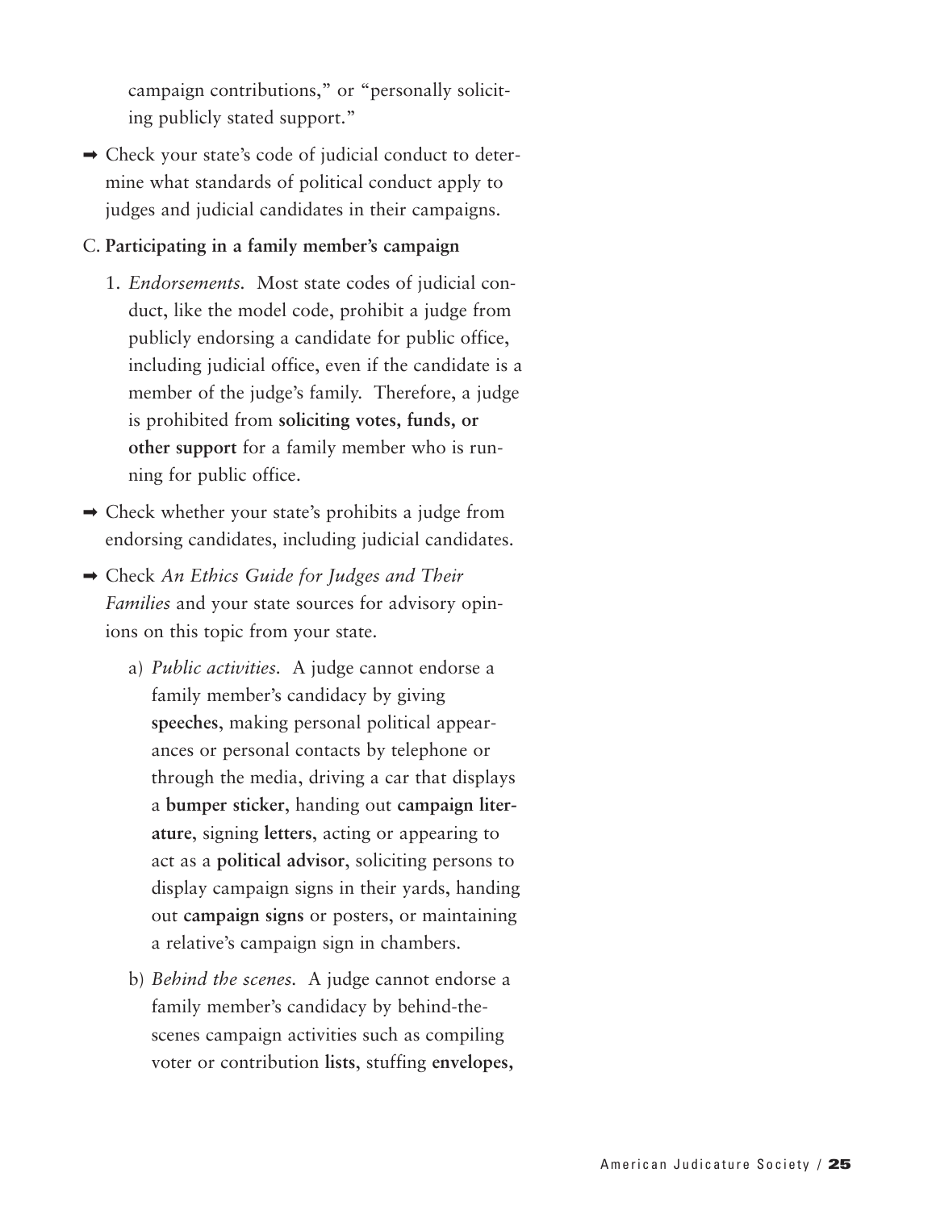campaign contributions," or "personally soliciting publicly stated support."

➡ Check your state's code of judicial conduct to determine what standards of political conduct apply to judges and judicial candidates in their campaigns.

C. **Participating in a family member's campaign**

1. *Endorsements.* Most state codes of judicial conduct, like the model code, prohibit a judge from publicly endorsing a candidate for public office, including judicial office, even if the candidate is a member of the judge's family. Therefore, a judge is prohibited from **soliciting votes, funds, or other support** for a family member who is running for public office.

➡ Check whether your state's prohibits a judge from endorsing candidates, including judicial candidates.

➡ Check *An Ethics Guide for Judges and Their Families* and your state sources for advisory opinions on this topic from your state.

a) *Public activities.* A judge cannot endorse a family member's candidacy by giving **speeches**, making personal political appearances or personal contacts by telephone or through the media, driving a car that displays a **bumper sticker**, handing out **campaign literature**, signing **letters**, acting or appearing to act as a **political advisor**, soliciting persons to display campaign signs in their yards, handing out **campaign signs** or posters, or maintaining a relative's campaign sign in chambers.

b) *Behind the scenes.* A judge cannot endorse a family member's candidacy by behind-the-scenes campaign activities such as compiling voter or contribution **lists**, stuffing **envelopes,**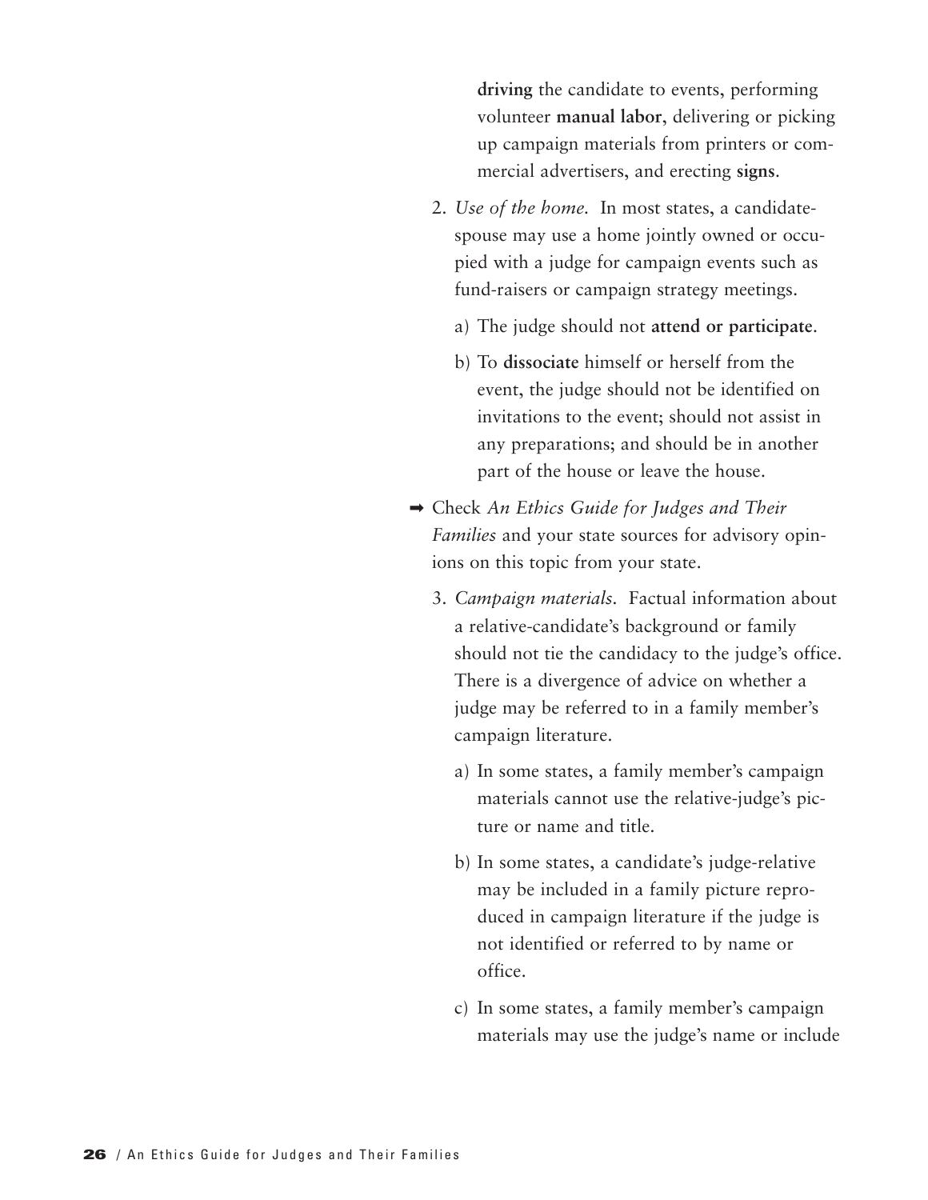**driving** the candidate to events, performing volunteer **manual labor**, delivering or picking up campaign materials from printers or commercial advertisers, and erecting **signs**.

2. *Use of the home.* In most states, a candidate-spouse may use a home jointly owned or occupied with a judge for campaign events such as fund-raisers or campaign strategy meetings.

   a) The judge should not **attend or participate**.

   b) To **dissociate** himself or herself from the event, the judge should not be identified on invitations to the event; should not assist in any preparations; and should be in another part of the house or leave the house.

➡ Check *An Ethics Guide for Judges and Their Families* and your state sources for advisory opinions on this topic from your state.

3. *Campaign materials.* Factual information about a relative-candidate's background or family should not tie the candidacy to the judge's office. There is a divergence of advice on whether a judge may be referred to in a family member's campaign literature.

   a) In some states, a family member's campaign materials cannot use the relative-judge's picture or name and title.

   b) In some states, a candidate's judge-relative may be included in a family picture reproduced in campaign literature if the judge is not identified or referred to by name or office.

   c) In some states, a family member's campaign materials may use the judge's name or include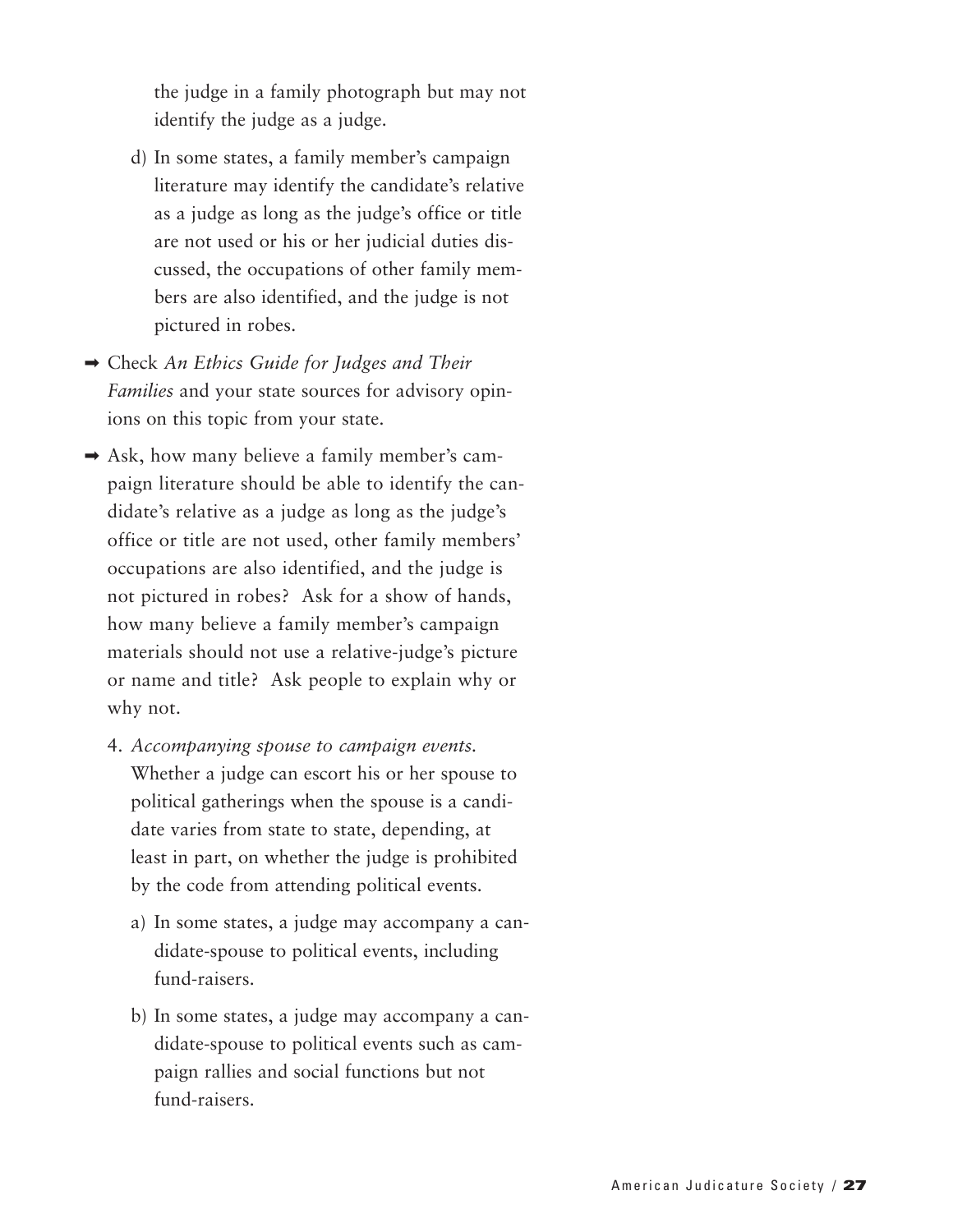the judge in a family photograph but may not identify the judge as a judge.

d) In some states, a family member's campaign literature may identify the candidate's relative as a judge as long as the judge's office or title are not used or his or her judicial duties discussed, the occupations of other family members are also identified, and the judge is not pictured in robes.

➡ Check *An Ethics Guide for Judges and Their Families* and your state sources for advisory opinions on this topic from your state.

➡ Ask, how many believe a family member's campaign literature should be able to identify the candidate's relative as a judge as long as the judge's office or title are not used, other family members' occupations are also identified, and the judge is not pictured in robes? Ask for a show of hands, how many believe a family member's campaign materials should not use a relative-judge's picture or name and title? Ask people to explain why or why not.

4. *Accompanying spouse to campaign events.* Whether a judge can escort his or her spouse to political gatherings when the spouse is a candidate varies from state to state, depending, at least in part, on whether the judge is prohibited by the code from attending political events.

a) In some states, a judge may accompany a candidate-spouse to political events, including fund-raisers.

b) In some states, a judge may accompany a candidate-spouse to political events such as campaign rallies and social functions but not fund-raisers.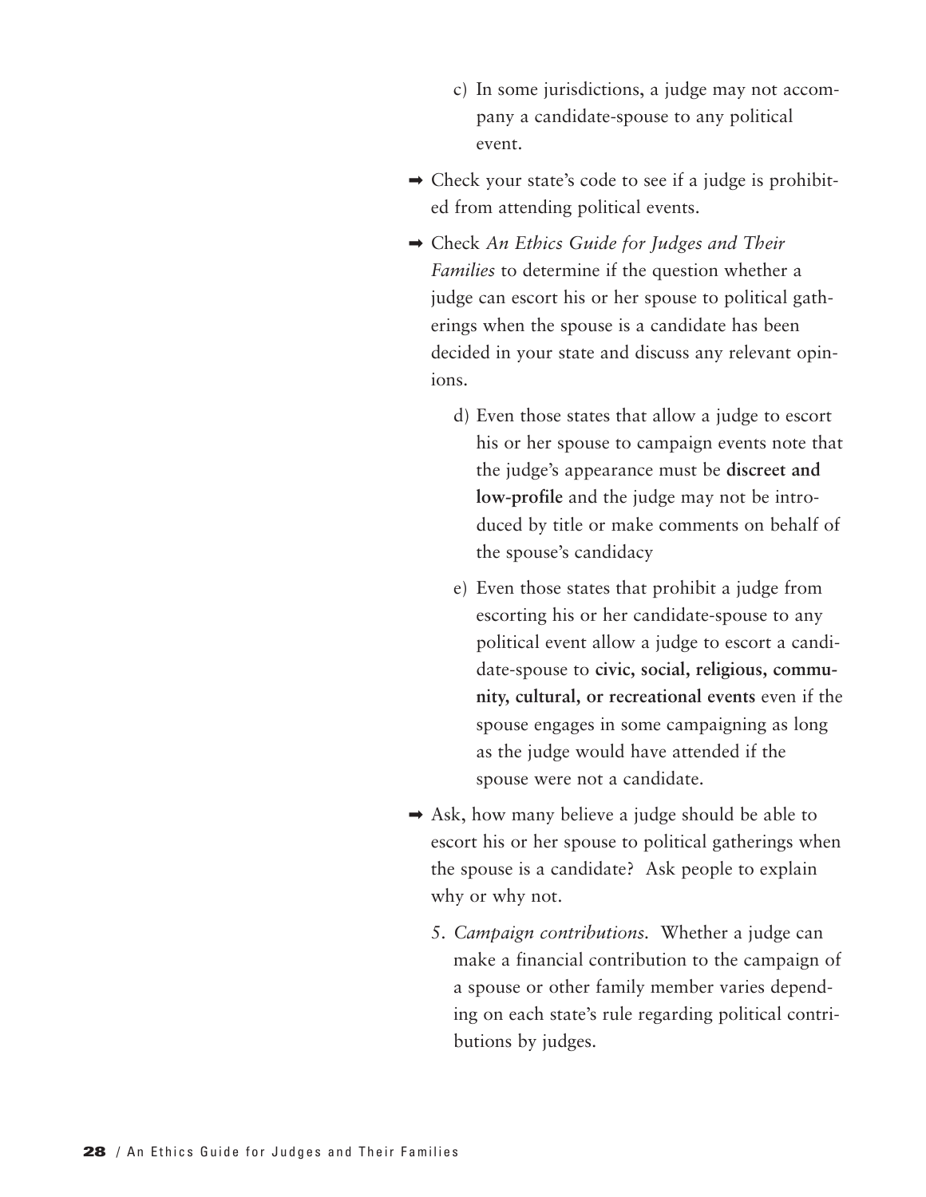c) In some jurisdictions, a judge may not accompany a candidate-spouse to any political event.

➡ Check your state's code to see if a judge is prohibited from attending political events.

➡ Check *An Ethics Guide for Judges and Their Families* to determine if the question whether a judge can escort his or her spouse to political gatherings when the spouse is a candidate has been decided in your state and discuss any relevant opinions.

d) Even those states that allow a judge to escort his or her spouse to campaign events note that the judge's appearance must be **discreet and low-profile** and the judge may not be introduced by title or make comments on behalf of the spouse's candidacy

e) Even those states that prohibit a judge from escorting his or her candidate-spouse to any political event allow a judge to escort a candidate-spouse to **civic, social, religious, community, cultural, or recreational events** even if the spouse engages in some campaigning as long as the judge would have attended if the spouse were not a candidate.

➡ Ask, how many believe a judge should be able to escort his or her spouse to political gatherings when the spouse is a candidate? Ask people to explain why or why not.

5. *Campaign contributions.* Whether a judge can make a financial contribution to the campaign of a spouse or other family member varies depending on each state's rule regarding political contributions by judges.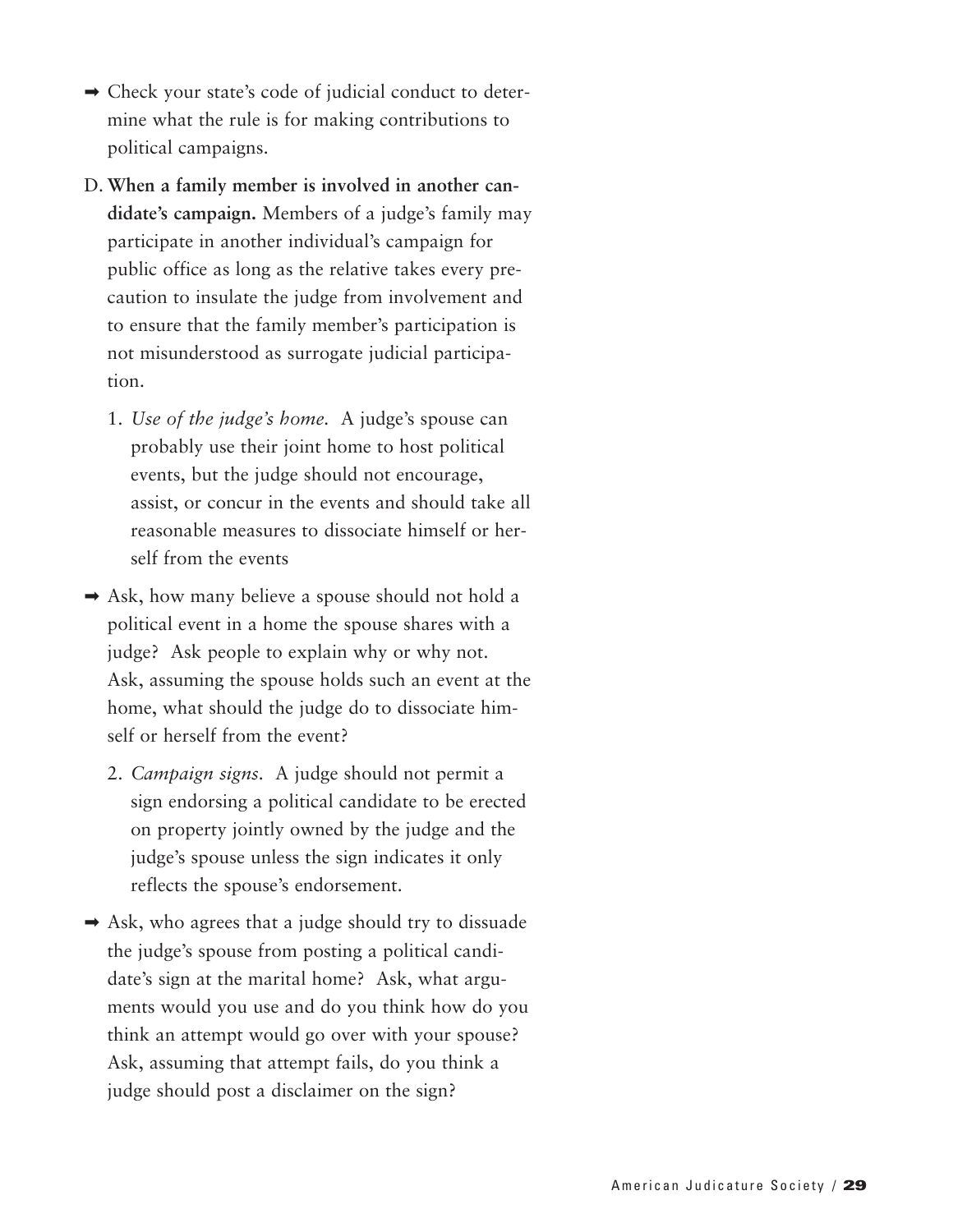➡ Check your state's code of judicial conduct to determine what the rule is for making contributions to political campaigns.

D. **When a family member is involved in another candidate's campaign.** Members of a judge's family may participate in another individual's campaign for public office as long as the relative takes every precaution to insulate the judge from involvement and to ensure that the family member's participation is not misunderstood as surrogate judicial participation.

   1. *Use of the judge's home.* A judge's spouse can probably use their joint home to host political events, but the judge should not encourage, assist, or concur in the events and should take all reasonable measures to dissociate himself or herself from the events

➡ Ask, how many believe a spouse should not hold a political event in a home the spouse shares with a judge? Ask people to explain why or why not. Ask, assuming the spouse holds such an event at the home, what should the judge do to dissociate himself or herself from the event?

   2. *Campaign signs.* A judge should not permit a sign endorsing a political candidate to be erected on property jointly owned by the judge and the judge's spouse unless the sign indicates it only reflects the spouse's endorsement.

➡ Ask, who agrees that a judge should try to dissuade the judge's spouse from posting a political candidate's sign at the marital home? Ask, what arguments would you use and do you think how do you think an attempt would go over with your spouse? Ask, assuming that attempt fails, do you think a judge should post a disclaimer on the sign?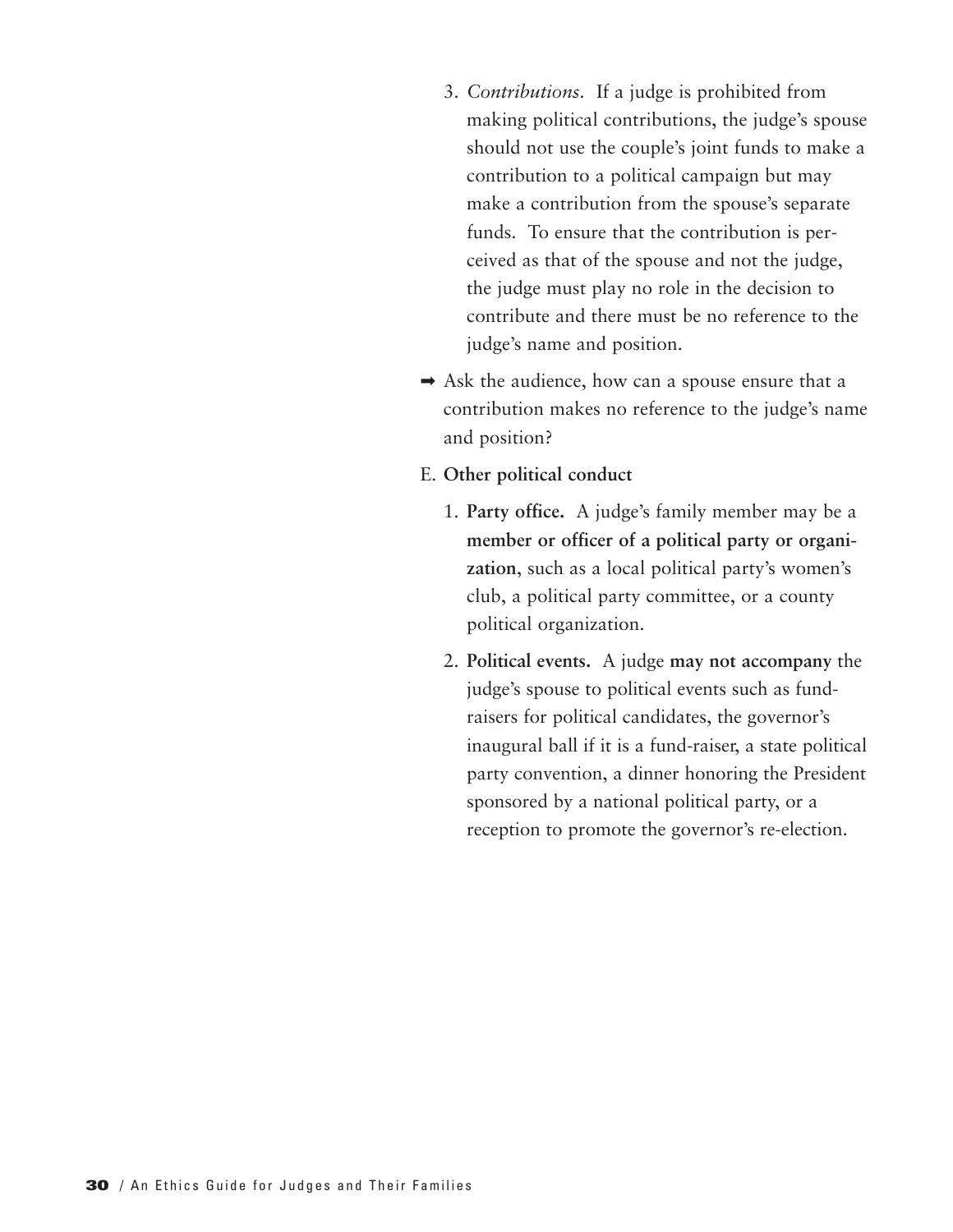3. *Contributions.* If a judge is prohibited from making political contributions, the judge's spouse should not use the couple's joint funds to make a contribution to a political campaign but may make a contribution from the spouse's separate funds. To ensure that the contribution is perceived as that of the spouse and not the judge, the judge must play no role in the decision to contribute and there must be no reference to the judge's name and position.

➡ Ask the audience, how can a spouse ensure that a contribution makes no reference to the judge's name and position?

E. **Other political conduct**

1. **Party office.** A judge's family member may be a **member or officer of a political party or organization**, such as a local political party's women's club, a political party committee, or a county political organization.

2. **Political events.** A judge **may not accompany** the judge's spouse to political events such as fund-raisers for political candidates, the governor's inaugural ball if it is a fund-raiser, a state political party convention, a dinner honoring the President sponsored by a national political party, or a reception to promote the governor's re-election.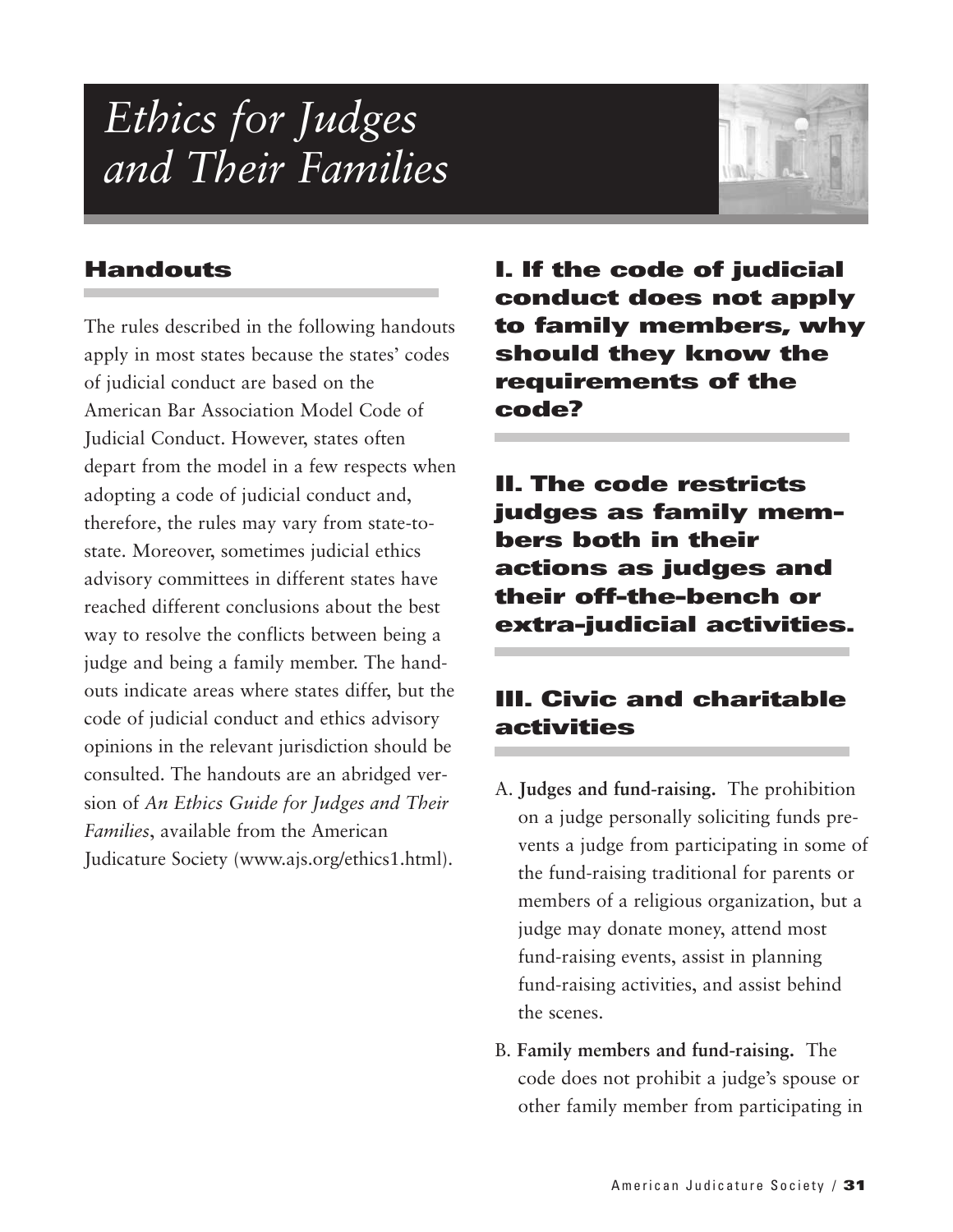# *Ethics for Judges and Their Families*

## Handouts

The rules described in the following handouts apply in most states because the states' codes of judicial conduct are based on the American Bar Association Model Code of Judicial Conduct. However, states often depart from the model in a few respects when adopting a code of judicial conduct and, therefore, the rules may vary from state-to-state. Moreover, sometimes judicial ethics advisory committees in different states have reached different conclusions about the best way to resolve the conflicts between being a judge and being a family member. The handouts indicate areas where states differ, but the code of judicial conduct and ethics advisory opinions in the relevant jurisdiction should be consulted. The handouts are an abridged version of *An Ethics Guide for Judges and Their Families*, available from the American Judicature Society (www.ajs.org/ethics1.html).

## I. If the code of judicial conduct does not apply to family members, why should they know the requirements of the code?

## II. The code restricts judges as family members both in their actions as judges and their off-the-bench or extra-judicial activities.

## III. Civic and charitable activities

A. **Judges and fund-raising.** The prohibition on a judge personally soliciting funds prevents a judge from participating in some of the fund-raising traditional for parents or members of a religious organization, but a judge may donate money, attend most fund-raising events, assist in planning fund-raising activities, and assist behind the scenes.

B. **Family members and fund-raising.** The code does not prohibit a judge's spouse or other family member from participating in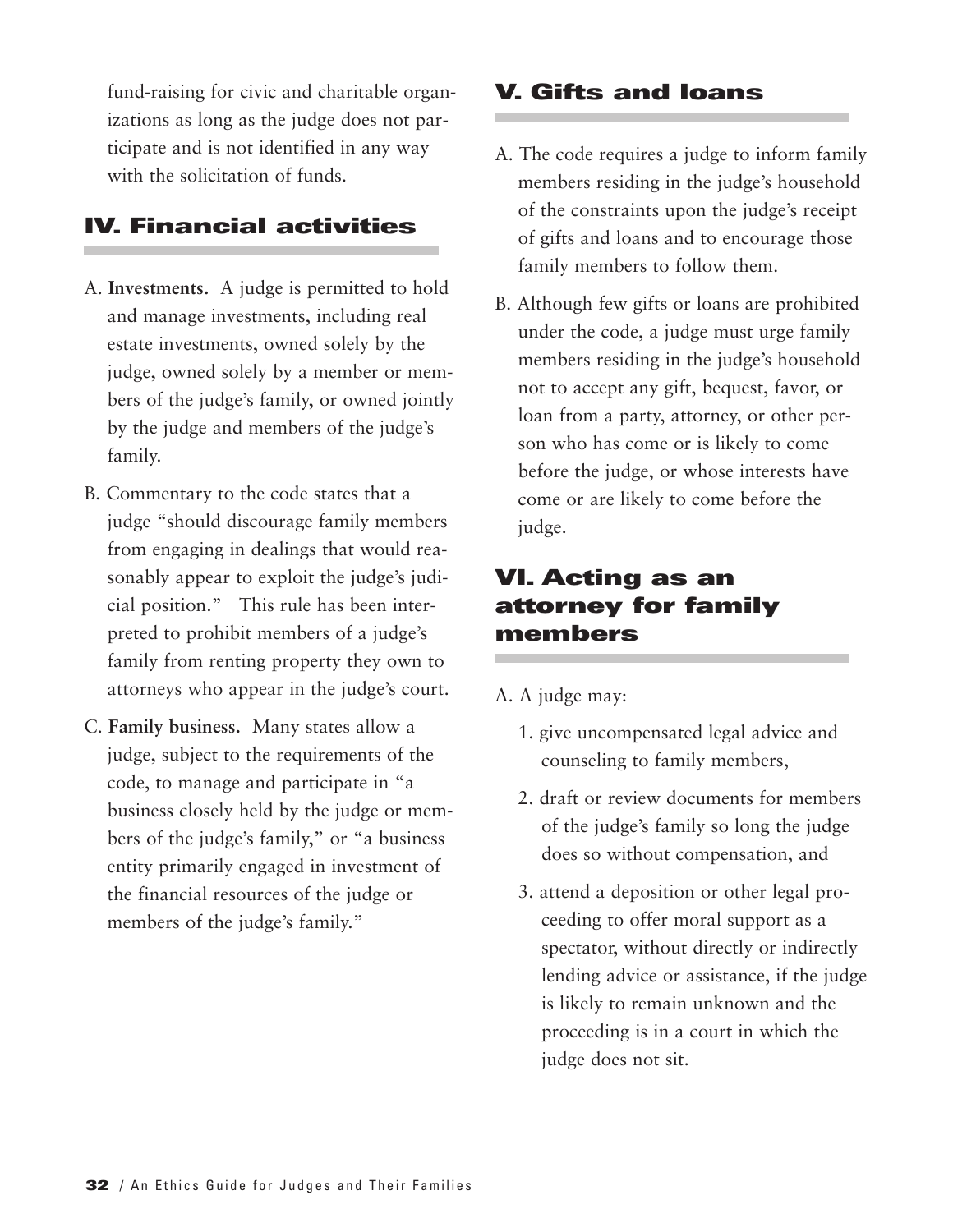fund-raising for civic and charitable organizations as long as the judge does not participate and is not identified in any way with the solicitation of funds.

## IV. Financial activities

A. **Investments.** A judge is permitted to hold and manage investments, including real estate investments, owned solely by the judge, owned solely by a member or members of the judge's family, or owned jointly by the judge and members of the judge's family.

B. Commentary to the code states that a judge "should discourage family members from engaging in dealings that would reasonably appear to exploit the judge's judicial position." This rule has been interpreted to prohibit members of a judge's family from renting property they own to attorneys who appear in the judge's court.

C. **Family business.** Many states allow a judge, subject to the requirements of the code, to manage and participate in "a business closely held by the judge or members of the judge's family," or "a business entity primarily engaged in investment of the financial resources of the judge or members of the judge's family."

## V. Gifts and loans

A. The code requires a judge to inform family members residing in the judge's household of the constraints upon the judge's receipt of gifts and loans and to encourage those family members to follow them.

B. Although few gifts or loans are prohibited under the code, a judge must urge family members residing in the judge's household not to accept any gift, bequest, favor, or loan from a party, attorney, or other person who has come or is likely to come before the judge, or whose interests have come or are likely to come before the judge.

## VI. Acting as an attorney for family members

A. A judge may:

1. give uncompensated legal advice and counseling to family members,
2. draft or review documents for members of the judge's family so long the judge does so without compensation, and
3. attend a deposition or other legal proceeding to offer moral support as a spectator, without directly or indirectly lending advice or assistance, if the judge is likely to remain unknown and the proceeding is in a court in which the judge does not sit.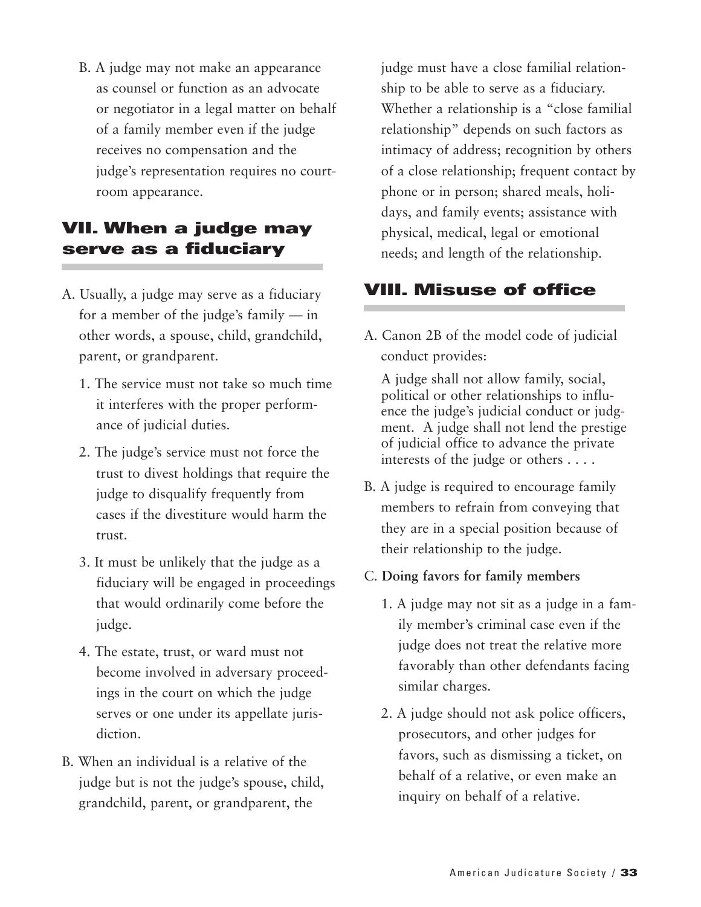B. A judge may not make an appearance as counsel or function as an advocate or negotiator in a legal matter on behalf of a family member even if the judge receives no compensation and the judge's representation requires no courtroom appearance.

## VII. When a judge may serve as a fiduciary

A. Usually, a judge may serve as a fiduciary for a member of the judge's family — in other words, a spouse, child, grandchild, parent, or grandparent.

   1. The service must not take so much time it interferes with the proper performance of judicial duties.

   2. The judge's service must not force the trust to divest holdings that require the judge to disqualify frequently from cases if the divestiture would harm the trust.

   3. It must be unlikely that the judge as a fiduciary will be engaged in proceedings that would ordinarily come before the judge.

   4. The estate, trust, or ward must not become involved in adversary proceedings in the court on which the judge serves or one under its appellate jurisdiction.

B. When an individual is a relative of the judge but is not the judge's spouse, child, grandchild, parent, or grandparent, the judge must have a close familial relationship to be able to serve as a fiduciary. Whether a relationship is a "close familial relationship" depends on such factors as intimacy of address; recognition by others of a close relationship; frequent contact by phone or in person; shared meals, holidays, and family events; assistance with physical, medical, legal or emotional needs; and length of the relationship.

## VIII. Misuse of office

A. Canon 2B of the model code of judicial conduct provides:

   A judge shall not allow family, social, political or other relationships to influence the judge's judicial conduct or judgment. A judge shall not lend the prestige of judicial office to advance the private interests of the judge or others . . . .

B. A judge is required to encourage family members to refrain from conveying that they are in a special position because of their relationship to the judge.

C. **Doing favors for family members**

   1. A judge may not sit as a judge in a family member's criminal case even if the judge does not treat the relative more favorably than other defendants facing similar charges.

   2. A judge should not ask police officers, prosecutors, and other judges for favors, such as dismissing a ticket, on behalf of a relative, or even make an inquiry on behalf of a relative.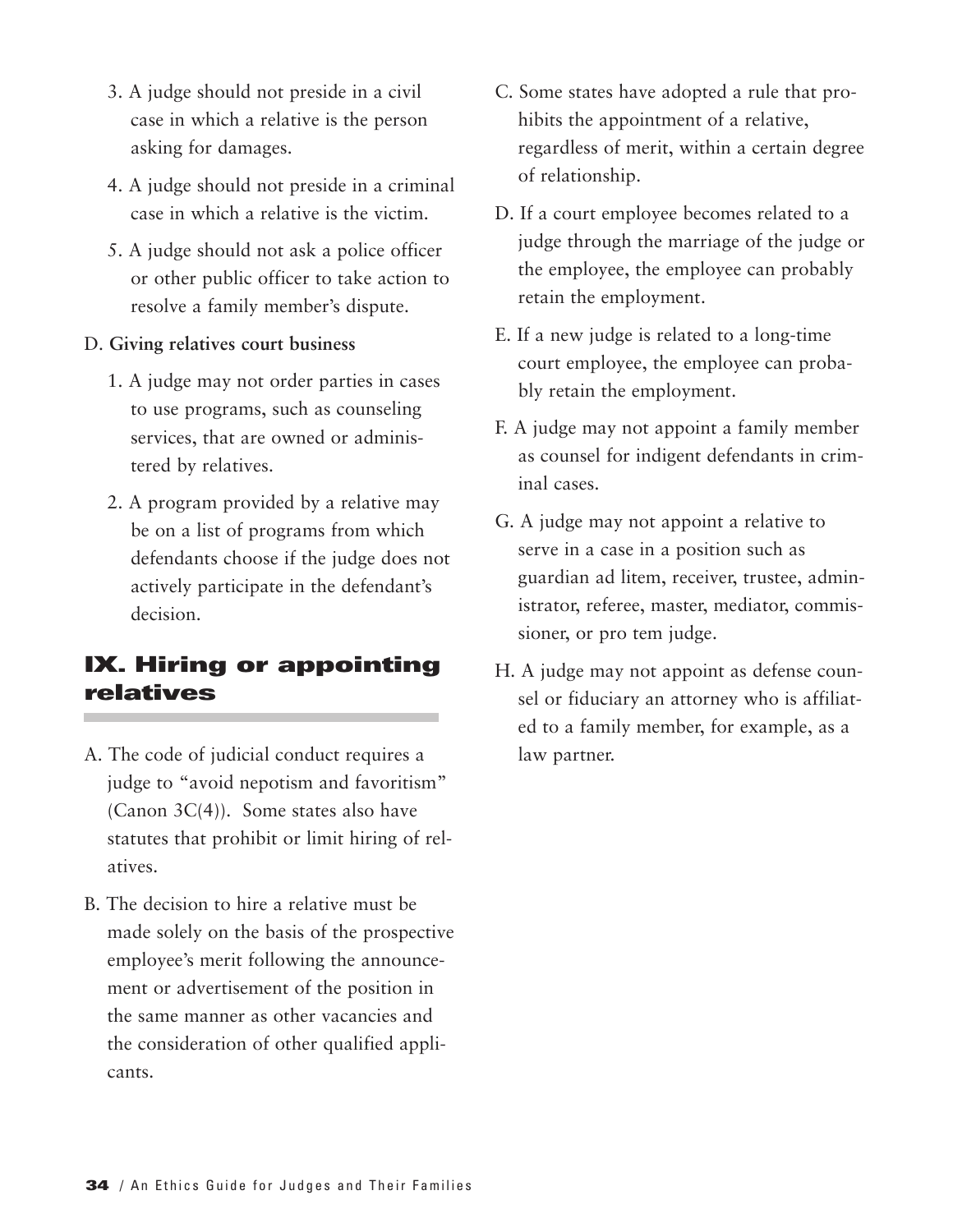3. A judge should not preside in a civil case in which a relative is the person asking for damages.

4. A judge should not preside in a criminal case in which a relative is the victim.

5. A judge should not ask a police officer or other public officer to take action to resolve a family member's dispute.

D. **Giving relatives court business**

1. A judge may not order parties in cases to use programs, such as counseling services, that are owned or administered by relatives.

2. A program provided by a relative may be on a list of programs from which defendants choose if the judge does not actively participate in the defendant's decision.

## IX. Hiring or appointing relatives

A. The code of judicial conduct requires a judge to "avoid nepotism and favoritism" (Canon 3C(4)). Some states also have statutes that prohibit or limit hiring of relatives.

B. The decision to hire a relative must be made solely on the basis of the prospective employee's merit following the announcement or advertisement of the position in the same manner as other vacancies and the consideration of other qualified applicants.

C. Some states have adopted a rule that prohibits the appointment of a relative, regardless of merit, within a certain degree of relationship.

D. If a court employee becomes related to a judge through the marriage of the judge or the employee, the employee can probably retain the employment.

E. If a new judge is related to a long-time court employee, the employee can probably retain the employment.

F. A judge may not appoint a family member as counsel for indigent defendants in criminal cases.

G. A judge may not appoint a relative to serve in a case in a position such as guardian ad litem, receiver, trustee, administrator, referee, master, mediator, commissioner, or pro tem judge.

H. A judge may not appoint as defense counsel or fiduciary an attorney who is affiliated to a family member, for example, as a law partner.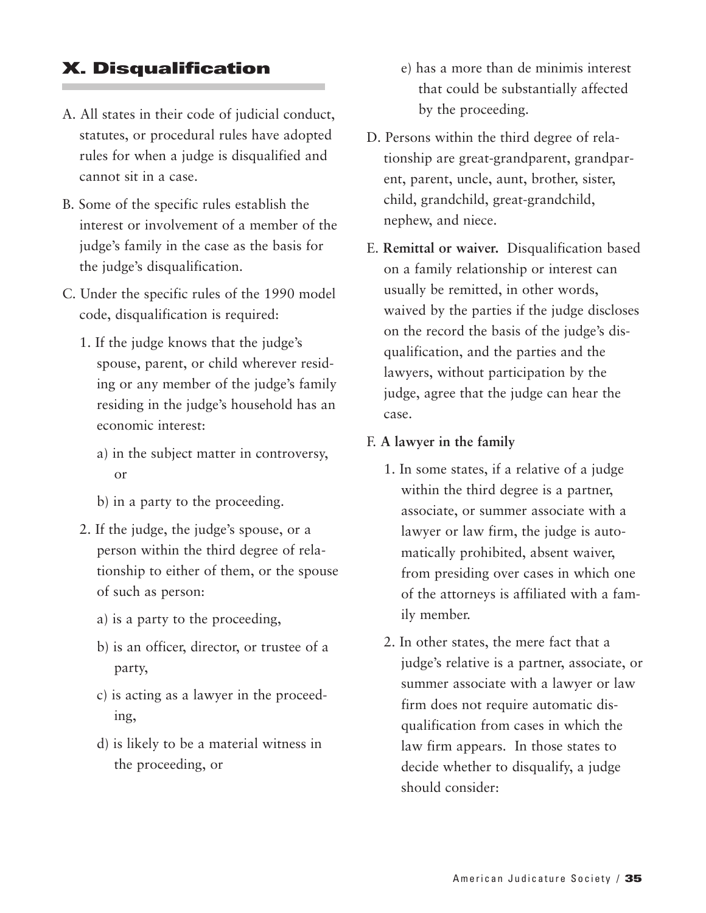## X. Disqualification

A. All states in their code of judicial conduct, statutes, or procedural rules have adopted rules for when a judge is disqualified and cannot sit in a case.

B. Some of the specific rules establish the interest or involvement of a member of the judge's family in the case as the basis for the judge's disqualification.

C. Under the specific rules of the 1990 model code, disqualification is required:

1. If the judge knows that the judge's spouse, parent, or child wherever residing or any member of the judge's family residing in the judge's household has an economic interest:

   a) in the subject matter in controversy, or

   b) in a party to the proceeding.

2. If the judge, the judge's spouse, or a person within the third degree of relationship to either of them, or the spouse of such as person:

   a) is a party to the proceeding,

   b) is an officer, director, or trustee of a party,

   c) is acting as a lawyer in the proceeding,

   d) is likely to be a material witness in the proceeding, or

   e) has a more than de minimis interest that could be substantially affected by the proceeding.

D. Persons within the third degree of relationship are great-grandparent, grandparent, parent, uncle, aunt, brother, sister, child, grandchild, great-grandchild, nephew, and niece.

E. **Remittal or waiver.** Disqualification based on a family relationship or interest can usually be remitted, in other words, waived by the parties if the judge discloses on the record the basis of the judge's disqualification, and the parties and the lawyers, without participation by the judge, agree that the judge can hear the case.

F. **A lawyer in the family**

1. In some states, if a relative of a judge within the third degree is a partner, associate, or summer associate with a lawyer or law firm, the judge is automatically prohibited, absent waiver, from presiding over cases in which one of the attorneys is affiliated with a family member.

2. In other states, the mere fact that a judge's relative is a partner, associate, or summer associate with a lawyer or law firm does not require automatic disqualification from cases in which the law firm appears. In those states to decide whether to disqualify, a judge should consider: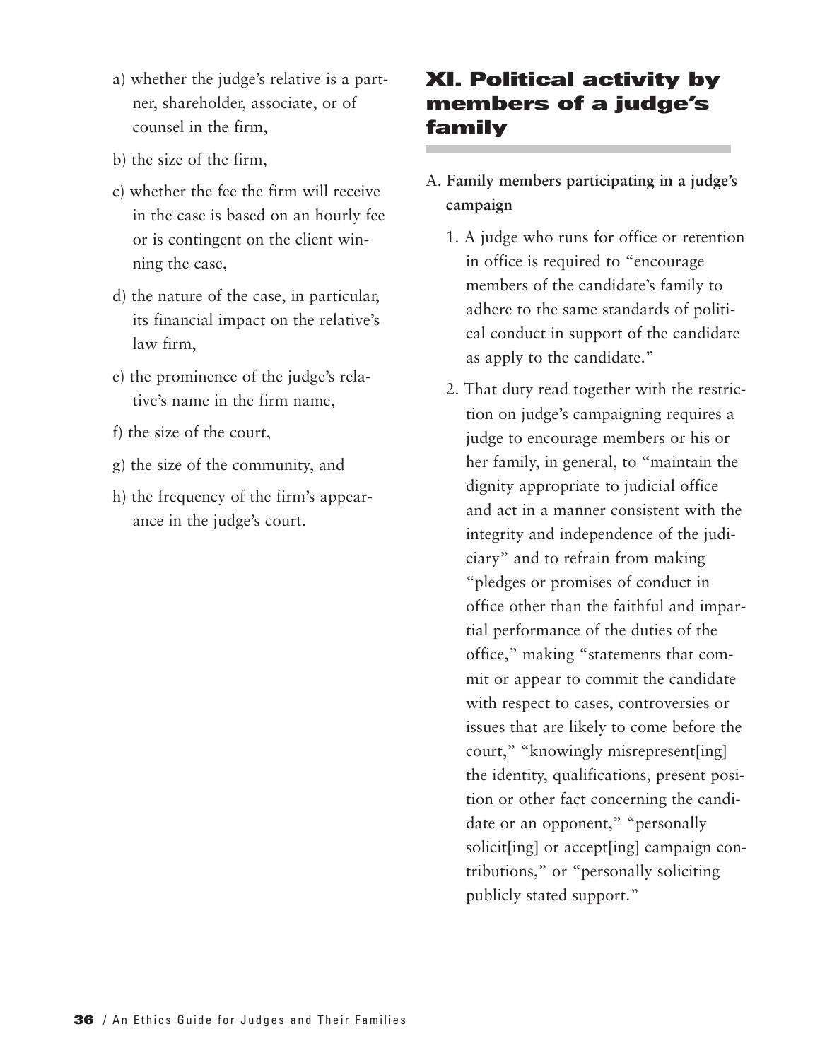a) whether the judge's relative is a partner, shareholder, associate, or of counsel in the firm,

b) the size of the firm,

c) whether the fee the firm will receive in the case is based on an hourly fee or is contingent on the client winning the case,

d) the nature of the case, in particular, its financial impact on the relative's law firm,

e) the prominence of the judge's relative's name in the firm name,

f) the size of the court,

g) the size of the community, and

h) the frequency of the firm's appearance in the judge's court.

## XI. Political activity by members of a judge's family

A. **Family members participating in a judge's campaign**

1. A judge who runs for office or retention in office is required to "encourage members of the candidate's family to adhere to the same standards of political conduct in support of the candidate as apply to the candidate."

2. That duty read together with the restriction on judge's campaigning requires a judge to encourage members or his or her family, in general, to "maintain the dignity appropriate to judicial office and act in a manner consistent with the integrity and independence of the judiciary" and to refrain from making "pledges or promises of conduct in office other than the faithful and impartial performance of the duties of the office," making "statements that commit or appear to commit the candidate with respect to cases, controversies or issues that are likely to come before the court," "knowingly misrepresent[ing] the identity, qualifications, present position or other fact concerning the candidate or an opponent," "personally solicit[ing] or accept[ing] campaign contributions," or "personally soliciting publicly stated support."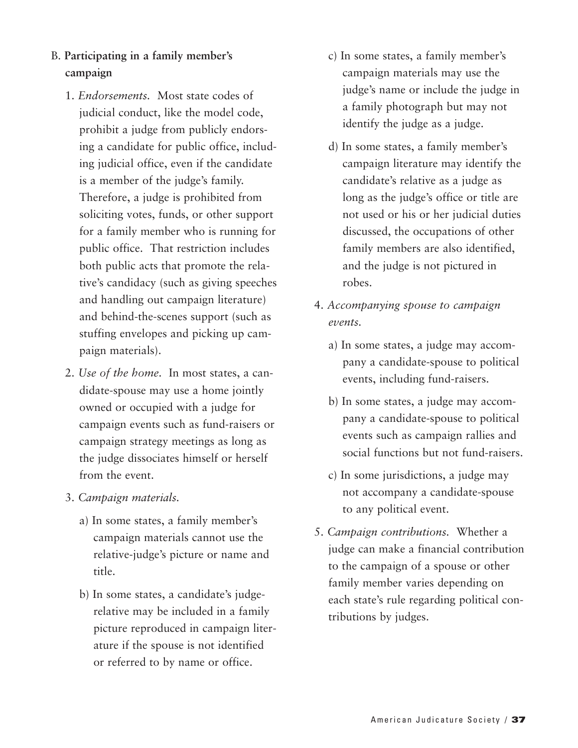B. **Participating in a family member's campaign**

1. *Endorsements.* Most state codes of judicial conduct, like the model code, prohibit a judge from publicly endorsing a candidate for public office, including judicial office, even if the candidate is a member of the judge's family. Therefore, a judge is prohibited from soliciting votes, funds, or other support for a family member who is running for public office. That restriction includes both public acts that promote the relative's candidacy (such as giving speeches and handling out campaign literature) and behind-the-scenes support (such as stuffing envelopes and picking up campaign materials).

2. *Use of the home.* In most states, a candidate-spouse may use a home jointly owned or occupied with a judge for campaign events such as fund-raisers or campaign strategy meetings as long as the judge dissociates himself or herself from the event.

3. *Campaign materials.*

   a) In some states, a family member's campaign materials cannot use the relative-judge's picture or name and title.

   b) In some states, a candidate's judge-relative may be included in a family picture reproduced in campaign literature if the spouse is not identified or referred to by name or office.

   c) In some states, a family member's campaign materials may use the judge's name or include the judge in a family photograph but may not identify the judge as a judge.

   d) In some states, a family member's campaign literature may identify the candidate's relative as a judge as long as the judge's office or title are not used or his or her judicial duties discussed, the occupations of other family members are also identified, and the judge is not pictured in robes.

4. *Accompanying spouse to campaign events.*

   a) In some states, a judge may accompany a candidate-spouse to political events, including fund-raisers.

   b) In some states, a judge may accompany a candidate-spouse to political events such as campaign rallies and social functions but not fund-raisers.

   c) In some jurisdictions, a judge may not accompany a candidate-spouse to any political event.

5. *Campaign contributions.* Whether a judge can make a financial contribution to the campaign of a spouse or other family member varies depending on each state's rule regarding political contributions by judges.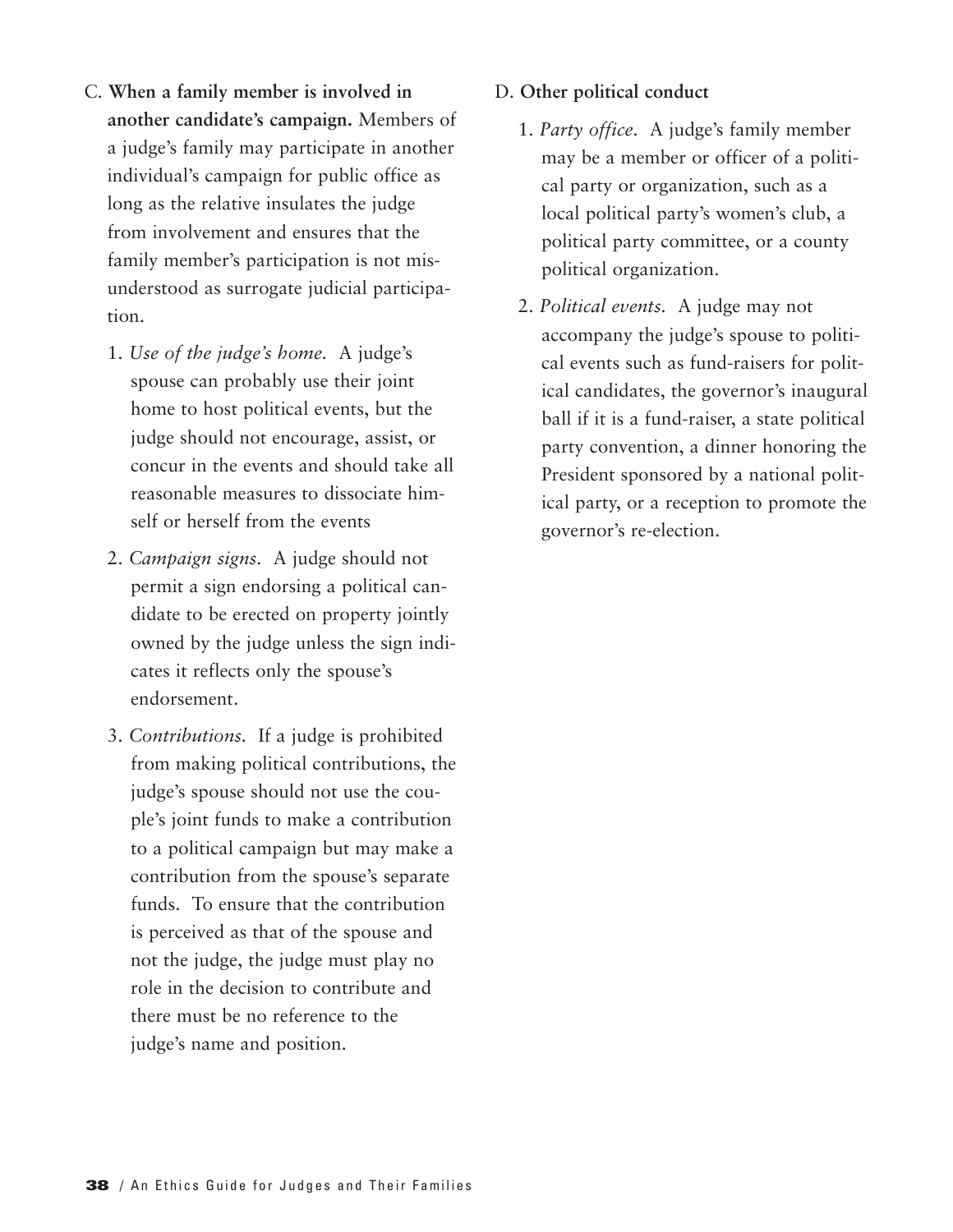C. **When a family member is involved in another candidate's campaign.** Members of a judge's family may participate in another individual's campaign for public office as long as the relative insulates the judge from involvement and ensures that the family member's participation is not misunderstood as surrogate judicial participation.

   1. *Use of the judge's home.* A judge's spouse can probably use their joint home to host political events, but the judge should not encourage, assist, or concur in the events and should take all reasonable measures to dissociate himself or herself from the events

   2. *Campaign signs.* A judge should not permit a sign endorsing a political candidate to be erected on property jointly owned by the judge unless the sign indicates it reflects only the spouse's endorsement.

   3. *Contributions.* If a judge is prohibited from making political contributions, the judge's spouse should not use the couple's joint funds to make a contribution to a political campaign but may make a contribution from the spouse's separate funds. To ensure that the contribution is perceived as that of the spouse and not the judge, the judge must play no role in the decision to contribute and there must be no reference to the judge's name and position.

D. **Other political conduct**

   1. *Party office.* A judge's family member may be a member or officer of a political party or organization, such as a local political party's women's club, a political party committee, or a county political organization.

   2. *Political events.* A judge may not accompany the judge's spouse to political events such as fund-raisers for political candidates, the governor's inaugural ball if it is a fund-raiser, a state political party convention, a dinner honoring the President sponsored by a national political party, or a reception to promote the governor's re-election.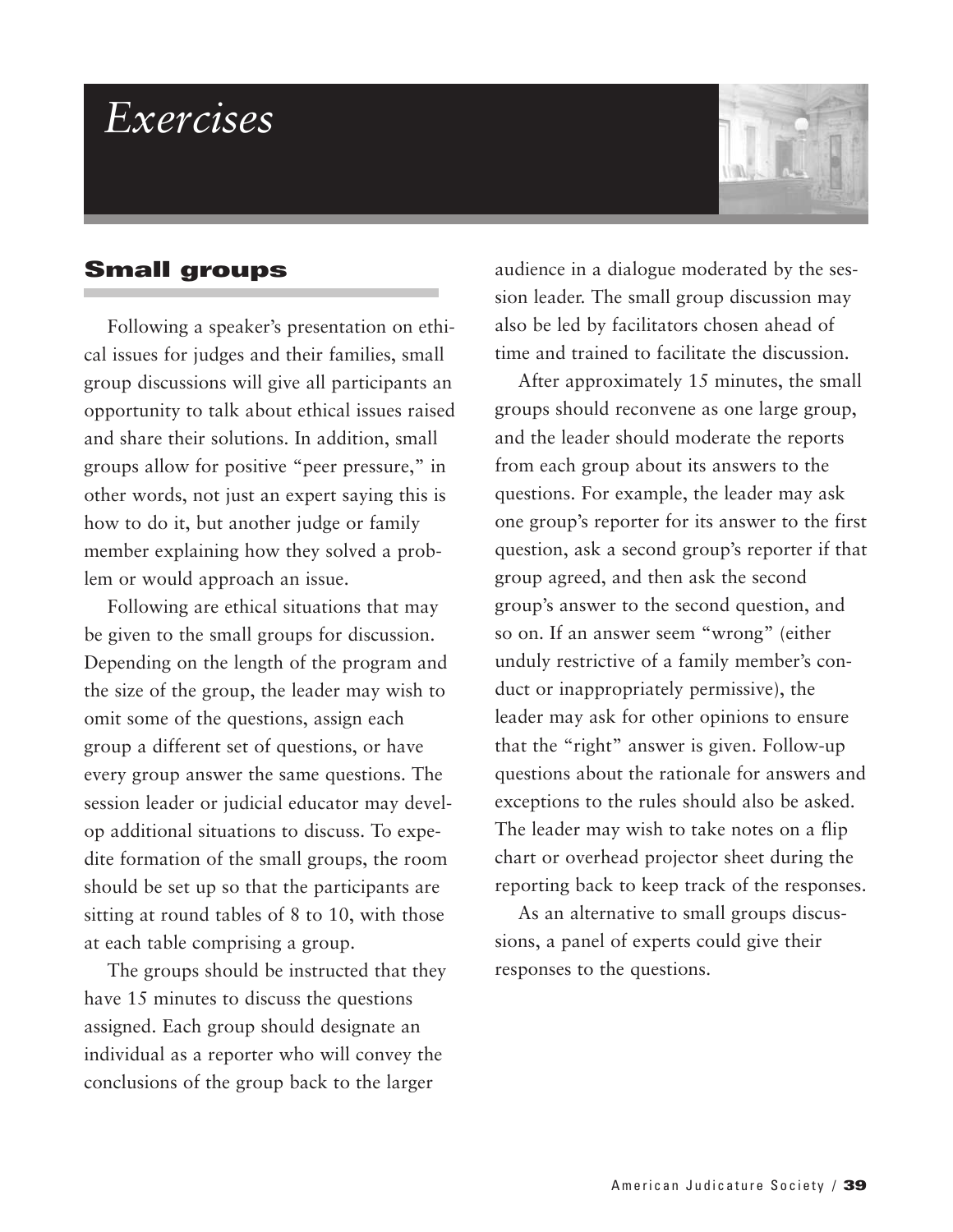# Exercises

## Small groups

Following a speaker's presentation on ethical issues for judges and their families, small group discussions will give all participants an opportunity to talk about ethical issues raised and share their solutions. In addition, small groups allow for positive "peer pressure," in other words, not just an expert saying this is how to do it, but another judge or family member explaining how they solved a problem or would approach an issue.

Following are ethical situations that may be given to the small groups for discussion. Depending on the length of the program and the size of the group, the leader may wish to omit some of the questions, assign each group a different set of questions, or have every group answer the same questions. The session leader or judicial educator may develop additional situations to discuss. To expedite formation of the small groups, the room should be set up so that the participants are sitting at round tables of 8 to 10, with those at each table comprising a group.

The groups should be instructed that they have 15 minutes to discuss the questions assigned. Each group should designate an individual as a reporter who will convey the conclusions of the group back to the larger audience in a dialogue moderated by the session leader. The small group discussion may also be led by facilitators chosen ahead of time and trained to facilitate the discussion.

After approximately 15 minutes, the small groups should reconvene as one large group, and the leader should moderate the reports from each group about its answers to the questions. For example, the leader may ask one group's reporter for its answer to the first question, ask a second group's reporter if that group agreed, and then ask the second group's answer to the second question, and so on. If an answer seem "wrong" (either unduly restrictive of a family member's conduct or inappropriately permissive), the leader may ask for other opinions to ensure that the "right" answer is given. Follow-up questions about the rationale for answers and exceptions to the rules should also be asked. The leader may wish to take notes on a flip chart or overhead projector sheet during the reporting back to keep track of the responses.

As an alternative to small groups discussions, a panel of experts could give their responses to the questions.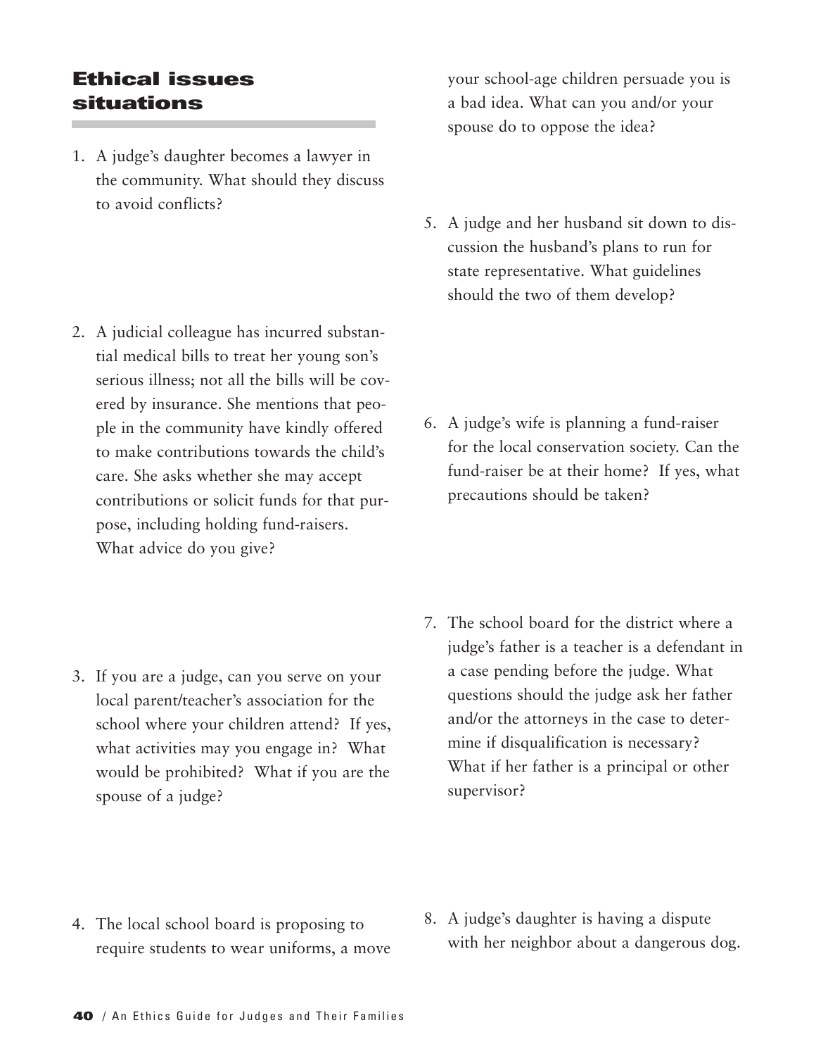## Ethical issues situations

1. A judge's daughter becomes a lawyer in the community. What should they discuss to avoid conflicts?

2. A judicial colleague has incurred substantial medical bills to treat her young son's serious illness; not all the bills will be covered by insurance. She mentions that people in the community have kindly offered to make contributions towards the child's care. She asks whether she may accept contributions or solicit funds for that purpose, including holding fund-raisers. What advice do you give?

3. If you are a judge, can you serve on your local parent/teacher's association for the school where your children attend? If yes, what activities may you engage in? What would be prohibited? What if you are the spouse of a judge?

4. The local school board is proposing to require students to wear uniforms, a move your school-age children persuade you is a bad idea. What can you and/or your spouse do to oppose the idea?

5. A judge and her husband sit down to discussion the husband's plans to run for state representative. What guidelines should the two of them develop?

6. A judge's wife is planning a fund-raiser for the local conservation society. Can the fund-raiser be at their home? If yes, what precautions should be taken?

7. The school board for the district where a judge's father is a teacher is a defendant in a case pending before the judge. What questions should the judge ask her father and/or the attorneys in the case to determine if disqualification is necessary? What if her father is a principal or other supervisor?

8. A judge's daughter is having a dispute with her neighbor about a dangerous dog.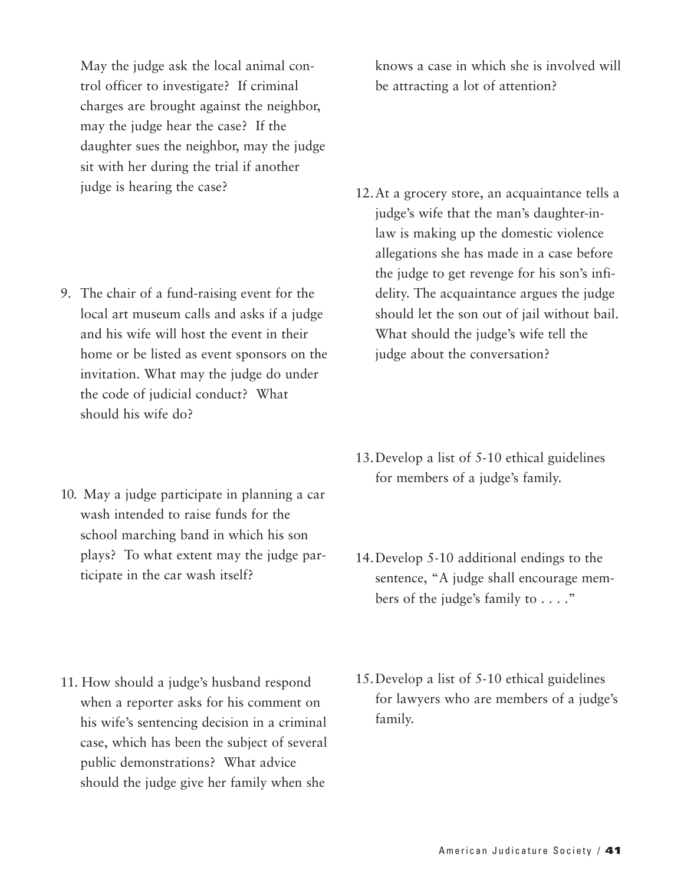May the judge ask the local animal control officer to investigate? If criminal charges are brought against the neighbor, may the judge hear the case? If the daughter sues the neighbor, may the judge sit with her during the trial if another judge is hearing the case?

9. The chair of a fund-raising event for the local art museum calls and asks if a judge and his wife will host the event in their home or be listed as event sponsors on the invitation. What may the judge do under the code of judicial conduct? What should his wife do?

10. May a judge participate in planning a car wash intended to raise funds for the school marching band in which his son plays? To what extent may the judge participate in the car wash itself?

11. How should a judge's husband respond when a reporter asks for his comment on his wife's sentencing decision in a criminal case, which has been the subject of several public demonstrations? What advice should the judge give her family when she knows a case in which she is involved will be attracting a lot of attention?

12. At a grocery store, an acquaintance tells a judge's wife that the man's daughter-in-law is making up the domestic violence allegations she has made in a case before the judge to get revenge for his son's infidelity. The acquaintance argues the judge should let the son out of jail without bail. What should the judge's wife tell the judge about the conversation?

13. Develop a list of 5-10 ethical guidelines for members of a judge's family.

14. Develop 5-10 additional endings to the sentence, "A judge shall encourage members of the judge's family to . . . ."

15. Develop a list of 5-10 ethical guidelines for lawyers who are members of a judge's family.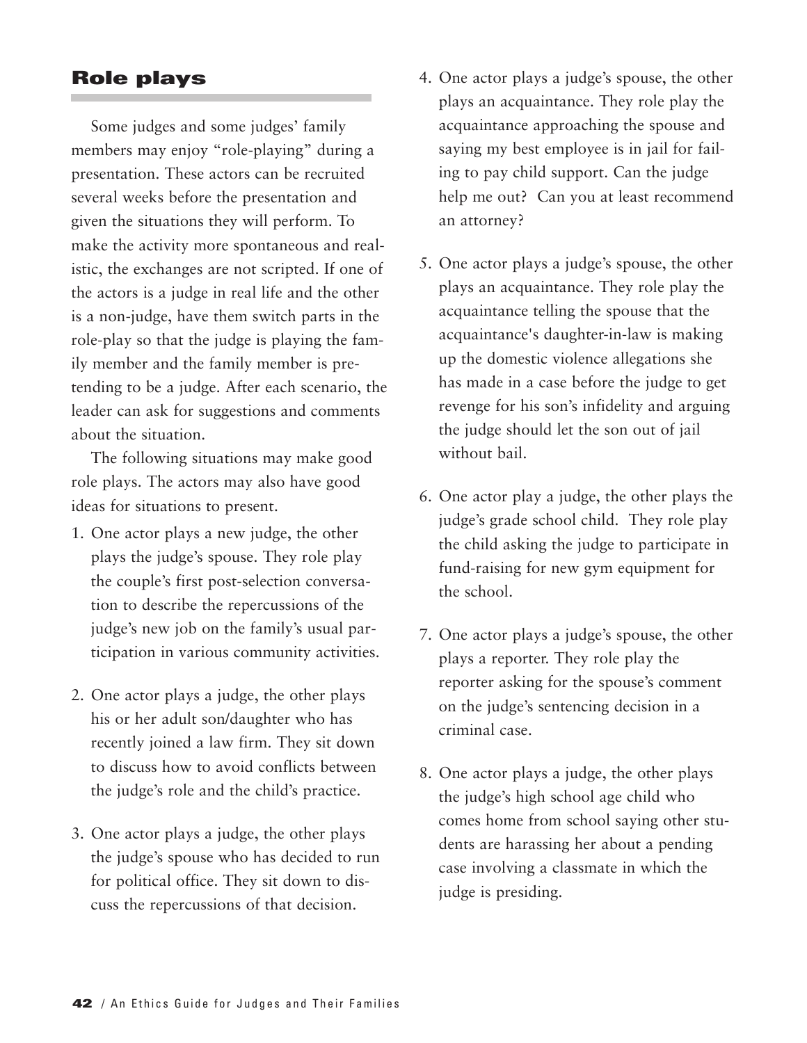## Role plays

Some judges and some judges' family members may enjoy "role-playing" during a presentation. These actors can be recruited several weeks before the presentation and given the situations they will perform. To make the activity more spontaneous and realistic, the exchanges are not scripted. If one of the actors is a judge in real life and the other is a non-judge, have them switch parts in the role-play so that the judge is playing the family member and the family member is pretending to be a judge. After each scenario, the leader can ask for suggestions and comments about the situation.

The following situations may make good role plays. The actors may also have good ideas for situations to present.

1. One actor plays a new judge, the other plays the judge's spouse. They role play the couple's first post-selection conversation to describe the repercussions of the judge's new job on the family's usual participation in various community activities.

2. One actor plays a judge, the other plays his or her adult son/daughter who has recently joined a law firm. They sit down to discuss how to avoid conflicts between the judge's role and the child's practice.

3. One actor plays a judge, the other plays the judge's spouse who has decided to run for political office. They sit down to discuss the repercussions of that decision.

4. One actor plays a judge's spouse, the other plays an acquaintance. They role play the acquaintance approaching the spouse and saying my best employee is in jail for failing to pay child support. Can the judge help me out? Can you at least recommend an attorney?

5. One actor plays a judge's spouse, the other plays an acquaintance. They role play the acquaintance telling the spouse that the acquaintance's daughter-in-law is making up the domestic violence allegations she has made in a case before the judge to get revenge for his son's infidelity and arguing the judge should let the son out of jail without bail.

6. One actor play a judge, the other plays the judge's grade school child. They role play the child asking the judge to participate in fund-raising for new gym equipment for the school.

7. One actor plays a judge's spouse, the other plays a reporter. They role play the reporter asking for the spouse's comment on the judge's sentencing decision in a criminal case.

8. One actor plays a judge, the other plays the judge's high school age child who comes home from school saying other students are harassing her about a pending case involving a classmate in which the judge is presiding.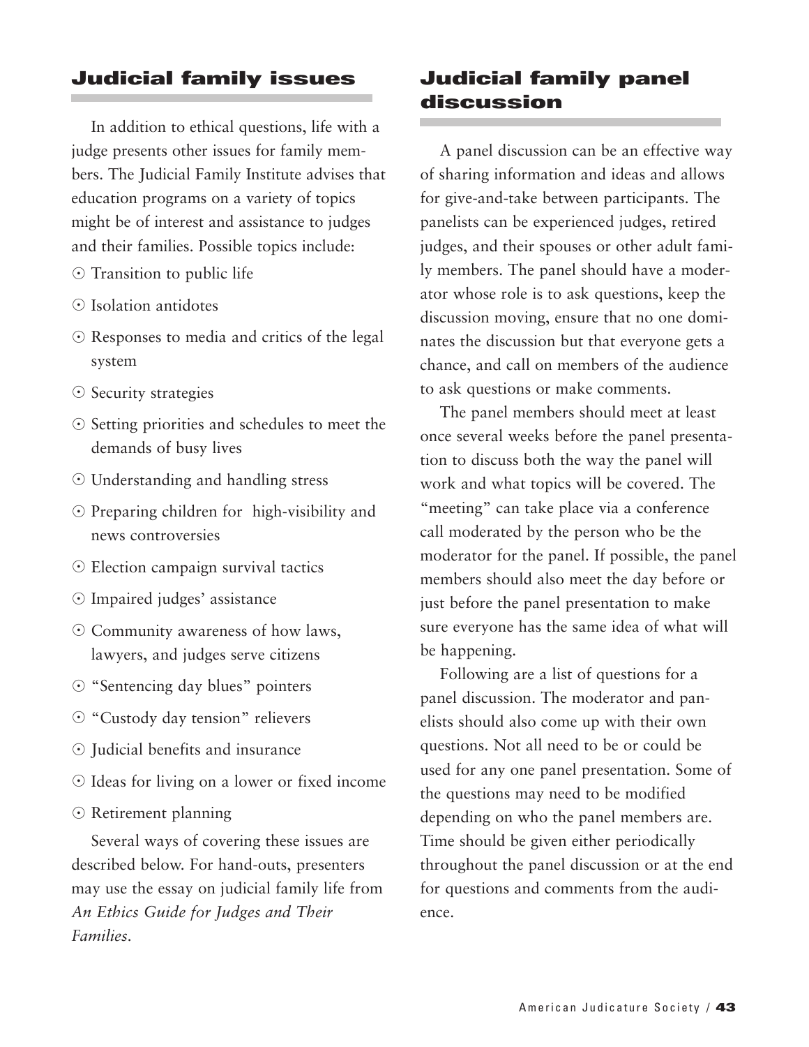## Judicial family issues

In addition to ethical questions, life with a judge presents other issues for family members. The Judicial Family Institute advises that education programs on a variety of topics might be of interest and assistance to judges and their families. Possible topics include:

- Transition to public life
- Isolation antidotes
- Responses to media and critics of the legal system
- Security strategies
- Setting priorities and schedules to meet the demands of busy lives
- Understanding and handling stress
- Preparing children for high-visibility and news controversies
- Election campaign survival tactics
- Impaired judges' assistance
- Community awareness of how laws, lawyers, and judges serve citizens
- "Sentencing day blues" pointers
- "Custody day tension" relievers
- Judicial benefits and insurance
- Ideas for living on a lower or fixed income
- Retirement planning

Several ways of covering these issues are described below. For hand-outs, presenters may use the essay on judicial family life from *An Ethics Guide for Judges and Their Families*.

## Judicial family panel discussion

A panel discussion can be an effective way of sharing information and ideas and allows for give-and-take between participants. The panelists can be experienced judges, retired judges, and their spouses or other adult family members. The panel should have a moderator whose role is to ask questions, keep the discussion moving, ensure that no one dominates the discussion but that everyone gets a chance, and call on members of the audience to ask questions or make comments.

The panel members should meet at least once several weeks before the panel presentation to discuss both the way the panel will work and what topics will be covered. The "meeting" can take place via a conference call moderated by the person who be the moderator for the panel. If possible, the panel members should also meet the day before or just before the panel presentation to make sure everyone has the same idea of what will be happening.

Following are a list of questions for a panel discussion. The moderator and panelists should also come up with their own questions. Not all need to be or could be used for any one panel presentation. Some of the questions may need to be modified depending on who the panel members are. Time should be given either periodically throughout the panel discussion or at the end for questions and comments from the audience.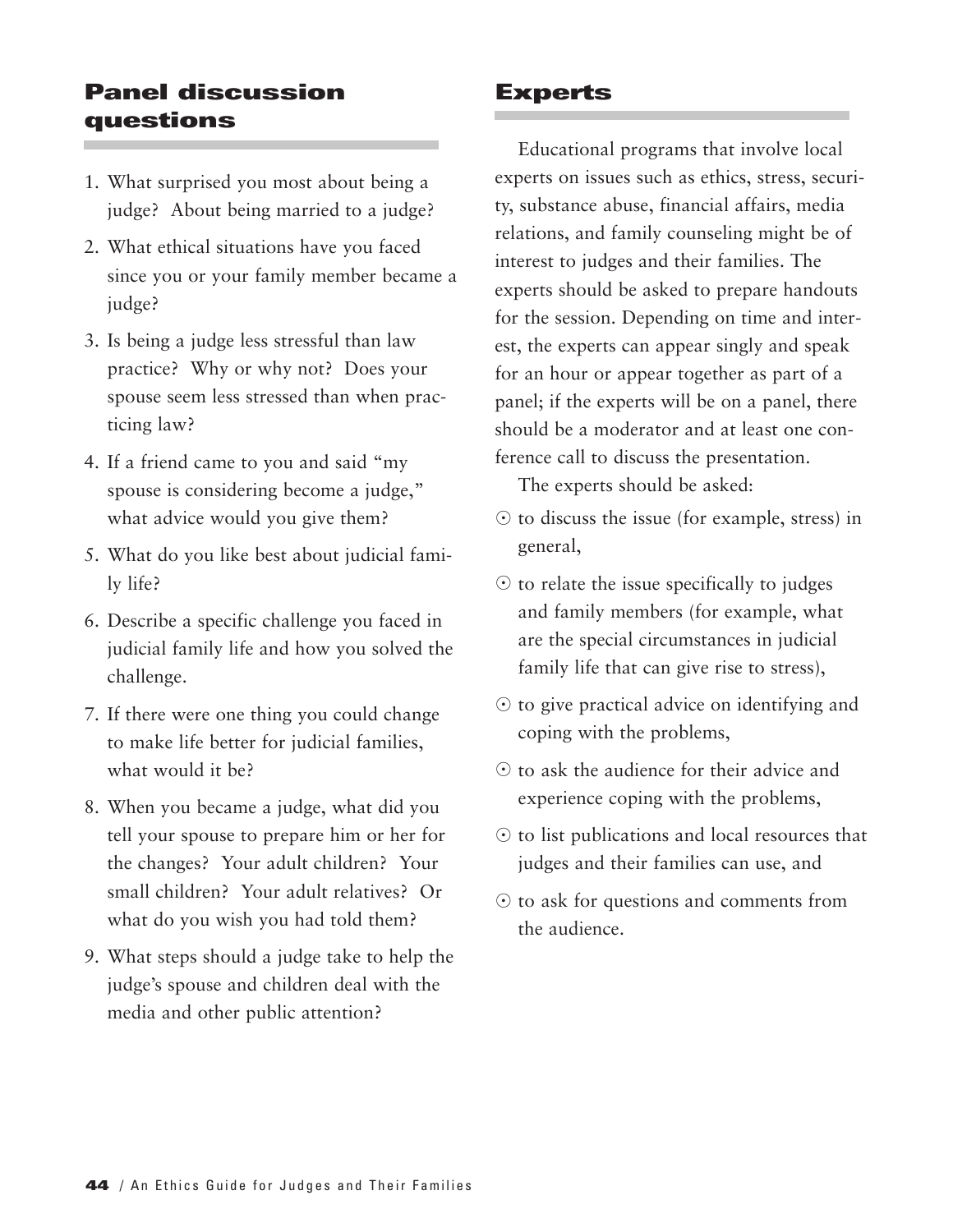## Panel discussion questions

1. What surprised you most about being a judge? About being married to a judge?
2. What ethical situations have you faced since you or your family member became a judge?
3. Is being a judge less stressful than law practice? Why or why not? Does your spouse seem less stressed than when practicing law?
4. If a friend came to you and said "my spouse is considering become a judge," what advice would you give them?
5. What do you like best about judicial family life?
6. Describe a specific challenge you faced in judicial family life and how you solved the challenge.
7. If there were one thing you could change to make life better for judicial families, what would it be?
8. When you became a judge, what did you tell your spouse to prepare him or her for the changes? Your adult children? Your small children? Your adult relatives? Or what do you wish you had told them?
9. What steps should a judge take to help the judge's spouse and children deal with the media and other public attention?

## Experts

Educational programs that involve local experts on issues such as ethics, stress, security, substance abuse, financial affairs, media relations, and family counseling might be of interest to judges and their families. The experts should be asked to prepare handouts for the session. Depending on time and interest, the experts can appear singly and speak for an hour or appear together as part of a panel; if the experts will be on a panel, there should be a moderator and at least one conference call to discuss the presentation.

The experts should be asked:

- to discuss the issue (for example, stress) in general,
- to relate the issue specifically to judges and family members (for example, what are the special circumstances in judicial family life that can give rise to stress),
- to give practical advice on identifying and coping with the problems,
- to ask the audience for their advice and experience coping with the problems,
- to list publications and local resources that judges and their families can use, and
- to ask for questions and comments from the audience.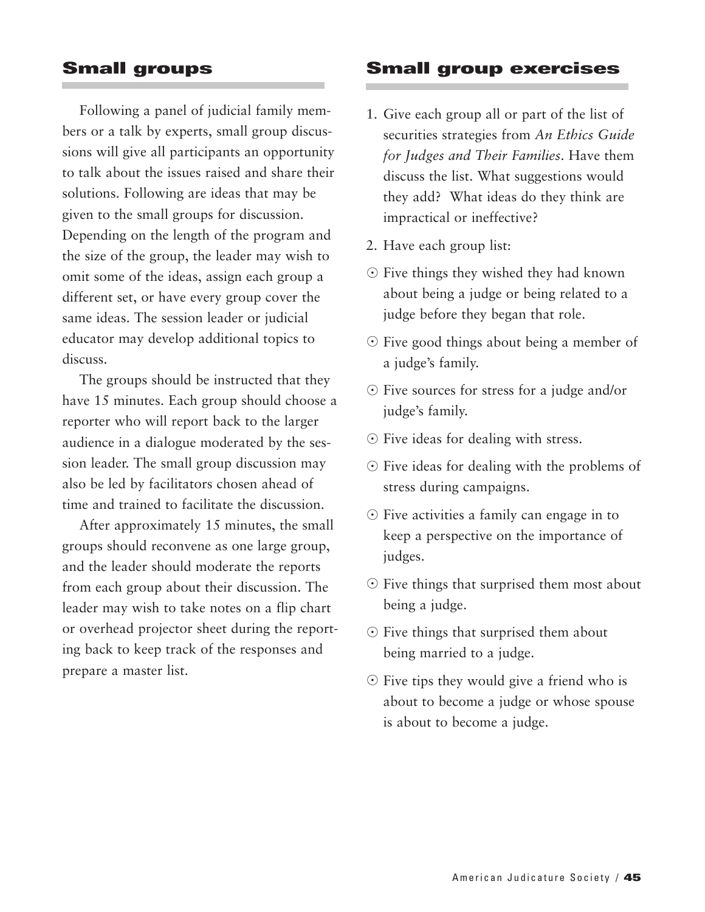## Small groups

Following a panel of judicial family members or a talk by experts, small group discussions will give all participants an opportunity to talk about the issues raised and share their solutions. Following are ideas that may be given to the small groups for discussion. Depending on the length of the program and the size of the group, the leader may wish to omit some of the ideas, assign each group a different set, or have every group cover the same ideas. The session leader or judicial educator may develop additional topics to discuss.

The groups should be instructed that they have 15 minutes. Each group should choose a reporter who will report back to the larger audience in a dialogue moderated by the session leader. The small group discussion may also be led by facilitators chosen ahead of time and trained to facilitate the discussion.

After approximately 15 minutes, the small groups should reconvene as one large group, and the leader should moderate the reports from each group about their discussion. The leader may wish to take notes on a flip chart or overhead projector sheet during the reporting back to keep track of the responses and prepare a master list.

## Small group exercises

1. Give each group all or part of the list of securities strategies from *An Ethics Guide for Judges and Their Families*. Have them discuss the list. What suggestions would they add? What ideas do they think are impractical or ineffective?
2. Have each group list:

- Five things they wished they had known about being a judge or being related to a judge before they began that role.
- Five good things about being a member of a judge's family.
- Five sources for stress for a judge and/or judge's family.
- Five ideas for dealing with stress.
- Five ideas for dealing with the problems of stress during campaigns.
- Five activities a family can engage in to keep a perspective on the importance of judges.
- Five things that surprised them most about being a judge.
- Five things that surprised them about being married to a judge.
- Five tips they would give a friend who is about to become a judge or whose spouse is about to become a judge.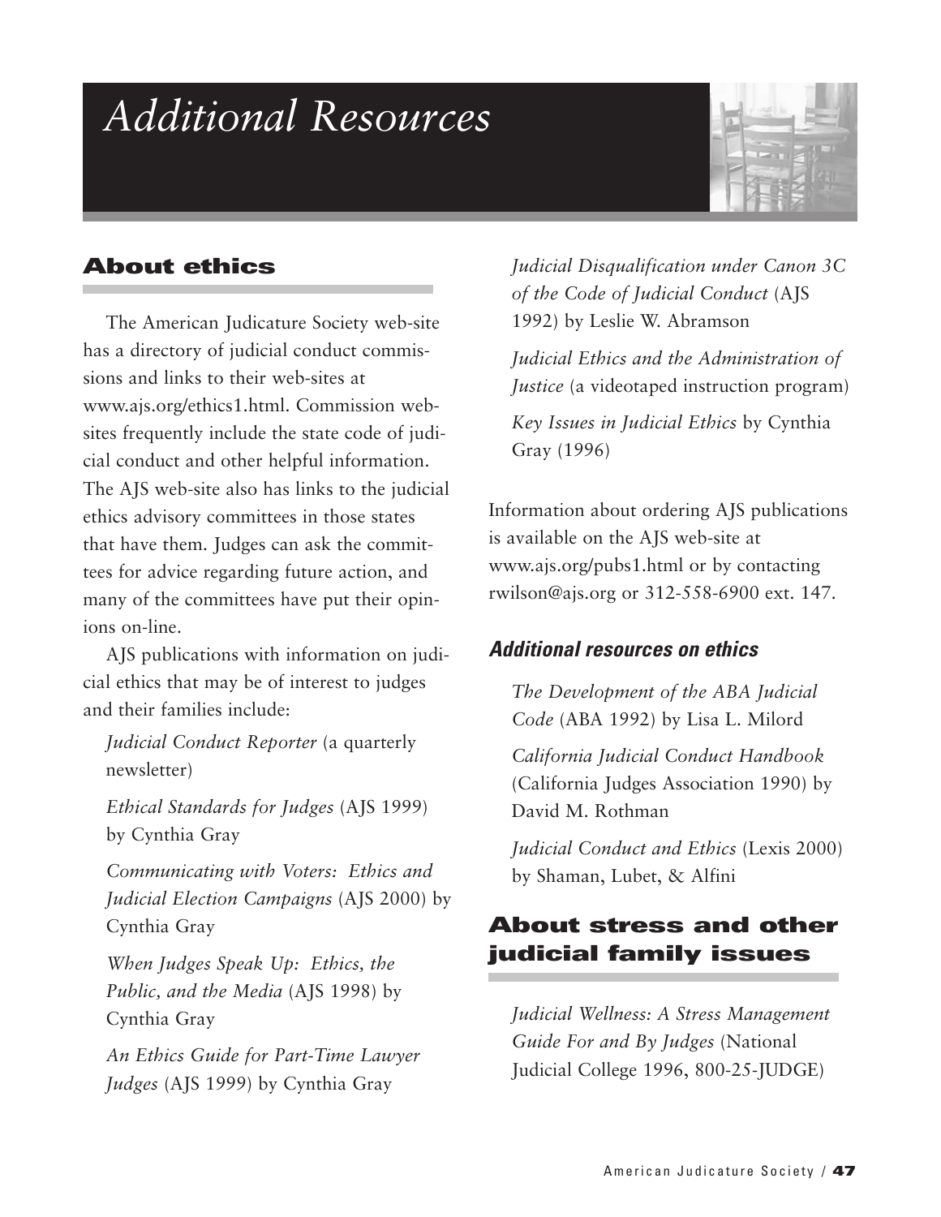# *Additional Resources*

## About ethics

The American Judicature Society web-site has a directory of judicial conduct commissions and links to their web-sites at www.ajs.org/ethics1.html. Commission web-sites frequently include the state code of judicial conduct and other helpful information. The AJS web-site also has links to the judicial ethics advisory committees in those states that have them. Judges can ask the committees for advice regarding future action, and many of the committees have put their opinions on-line.

AJS publications with information on judicial ethics that may be of interest to judges and their families include:

*Judicial Conduct Reporter* (a quarterly newsletter)

*Ethical Standards for Judges* (AJS 1999) by Cynthia Gray

*Communicating with Voters: Ethics and Judicial Election Campaigns* (AJS 2000) by Cynthia Gray

*When Judges Speak Up: Ethics, the Public, and the Media* (AJS 1998) by Cynthia Gray

*An Ethics Guide for Part-Time Lawyer Judges* (AJS 1999) by Cynthia Gray

*Judicial Disqualification under Canon 3C of the Code of Judicial Conduct* (AJS 1992) by Leslie W. Abramson

*Judicial Ethics and the Administration of Justice* (a videotaped instruction program)

*Key Issues in Judicial Ethics* by Cynthia Gray (1996)

Information about ordering AJS publications is available on the AJS web-site at www.ajs.org/pubs1.html or by contacting rwilson@ajs.org or 312-558-6900 ext. 147.

### *Additional resources on ethics*

*The Development of the ABA Judicial Code* (ABA 1992) by Lisa L. Milord

*California Judicial Conduct Handbook* (California Judges Association 1990) by David M. Rothman

*Judicial Conduct and Ethics* (Lexis 2000) by Shaman, Lubet, & Alfini

## About stress and other judicial family issues

*Judicial Wellness: A Stress Management Guide For and By Judges* (National Judicial College 1996, 800-25-JUDGE)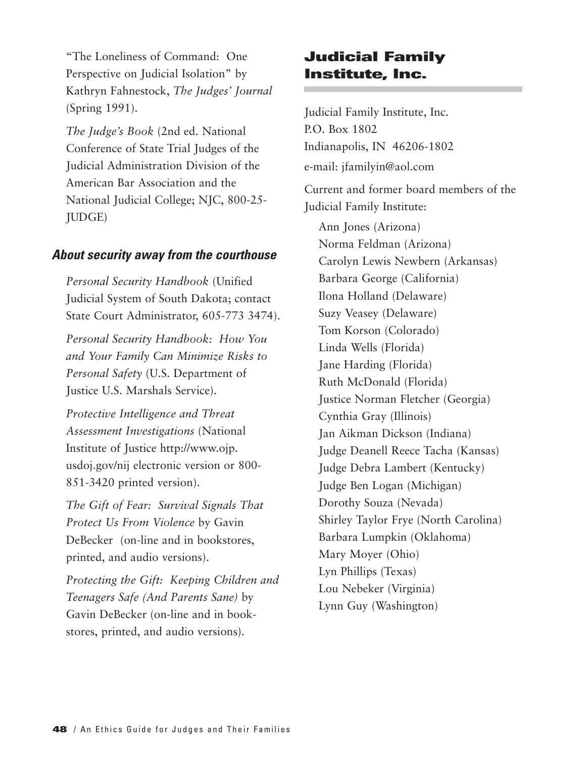"The Loneliness of Command: One Perspective on Judicial Isolation" by Kathryn Fahnestock, *The Judges' Journal* (Spring 1991).

*The Judge's Book* (2nd ed. National Conference of State Trial Judges of the Judicial Administration Division of the American Bar Association and the National Judicial College; NJC, 800-25-JUDGE)

### *About security away from the courthouse*

*Personal Security Handbook* (Unified Judicial System of South Dakota; contact State Court Administrator, 605-773 3474).

*Personal Security Handbook: How You and Your Family Can Minimize Risks to Personal Safety* (U.S. Department of Justice U.S. Marshals Service).

*Protective Intelligence and Threat Assessment Investigations* (National Institute of Justice http://www.ojp.usdoj.gov/nij electronic version or 800-851-3420 printed version).

*The Gift of Fear: Survival Signals That Protect Us From Violence* by Gavin DeBecker (on-line and in bookstores, printed, and audio versions).

*Protecting the Gift: Keeping Children and Teenagers Safe (And Parents Sane)* by Gavin DeBecker (on-line and in bookstores, printed, and audio versions).

## Judicial Family Institute, Inc.

Judicial Family Institute, Inc.
P.O. Box 1802
Indianapolis, IN 46206-1802

e-mail: jfamilyin@aol.com

Current and former board members of the Judicial Family Institute:

Ann Jones (Arizona)
Norma Feldman (Arizona)
Carolyn Lewis Newbern (Arkansas)
Barbara George (California)
Ilona Holland (Delaware)
Suzy Veasey (Delaware)
Tom Korson (Colorado)
Linda Wells (Florida)
Jane Harding (Florida)
Ruth McDonald (Florida)
Justice Norman Fletcher (Georgia)
Cynthia Gray (Illinois)
Jan Aikman Dickson (Indiana)
Judge Deanell Reece Tacha (Kansas)
Judge Debra Lambert (Kentucky)
Judge Ben Logan (Michigan)
Dorothy Souza (Nevada)
Shirley Taylor Frye (North Carolina)
Barbara Lumpkin (Oklahoma)
Mary Moyer (Ohio)
Lyn Phillips (Texas)
Lou Nebeker (Virginia)
Lynn Guy (Washington)